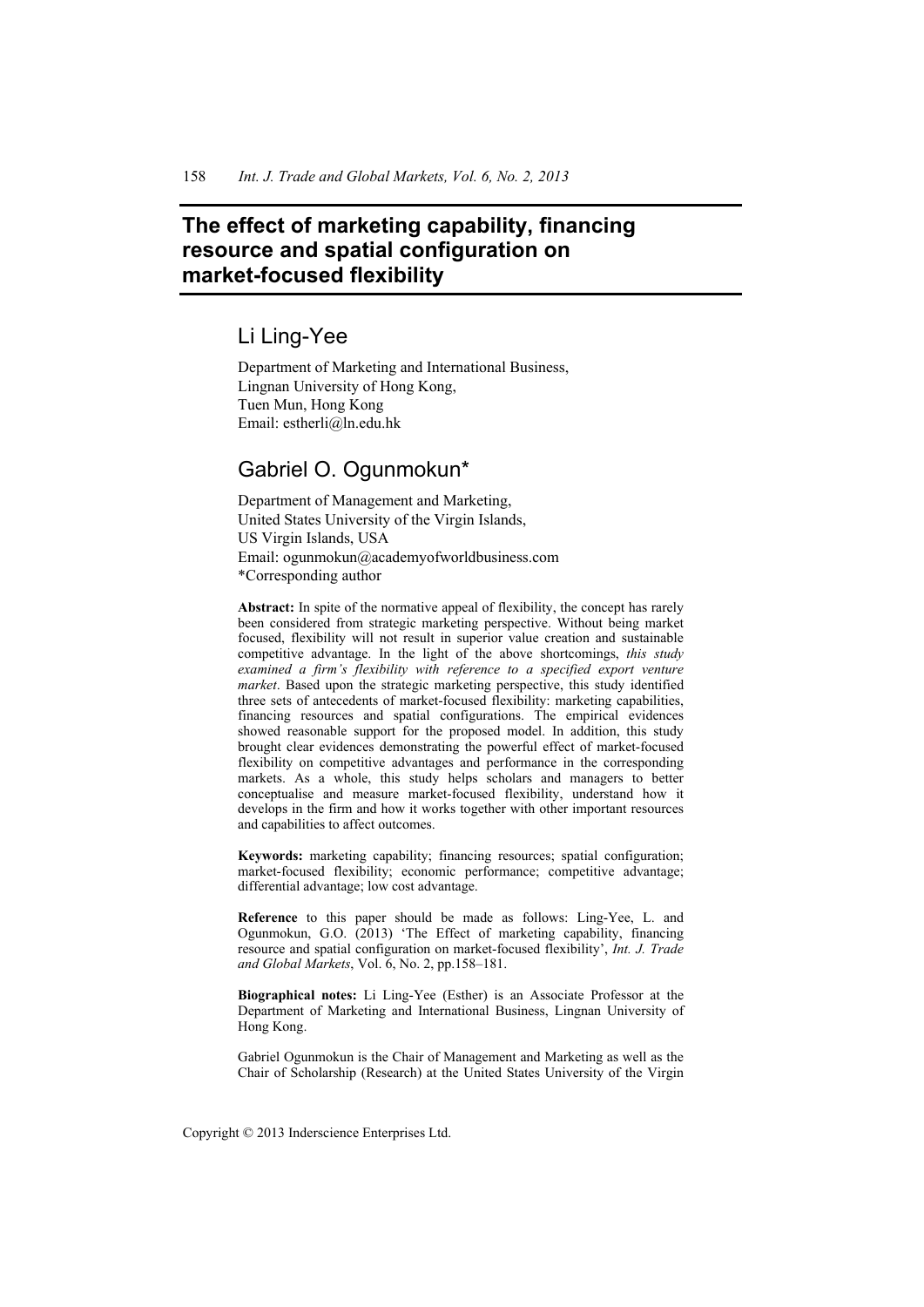# The effect of marketing capability, financing resource and spatial configuration on market-focused flexibility

## Li Ling-Yee

Department of Marketing and International Business,
Lingnan University of Hong Kong,
Tuen Mun, Hong Kong
Email: estherli@ln.edu.hk

## Gabriel O. Ogunmokun*

Department of Management and Marketing,
United States University of the Virgin Islands,
US Virgin Islands, USA
Email: ogunmokun@academyofworldbusiness.com
*Corresponding author

**Abstract:** In spite of the normative appeal of flexibility, the concept has rarely been considered from strategic marketing perspective. Without being market focused, flexibility will not result in superior value creation and sustainable competitive advantage. In the light of the above shortcomings, *this study examined a firm's flexibility with reference to a specified export venture market*. Based upon the strategic marketing perspective, this study identified three sets of antecedents of market-focused flexibility: marketing capabilities, financing resources and spatial configurations. The empirical evidences showed reasonable support for the proposed model. In addition, this study brought clear evidences demonstrating the powerful effect of market-focused flexibility on competitive advantages and performance in the corresponding markets. As a whole, this study helps scholars and managers to better conceptualise and measure market-focused flexibility, understand how it develops in the firm and how it works together with other important resources and capabilities to affect outcomes.

**Keywords:** marketing capability; financing resources; spatial configuration; market-focused flexibility; economic performance; competitive advantage; differential advantage; low cost advantage.

**Reference** to this paper should be made as follows: Ling-Yee, L. and Ogunmokun, G.O. (2013) 'The Effect of marketing capability, financing resource and spatial configuration on market-focused flexibility', *Int. J. Trade and Global Markets*, Vol. 6, No. 2, pp.158–181.

**Biographical notes:** Li Ling-Yee (Esther) is an Associate Professor at the Department of Marketing and International Business, Lingnan University of Hong Kong.

Gabriel Ogunmokun is the Chair of Management and Marketing as well as the Chair of Scholarship (Research) at the United States University of the Virgin

Copyright © 2013 Inderscience Enterprises Ltd.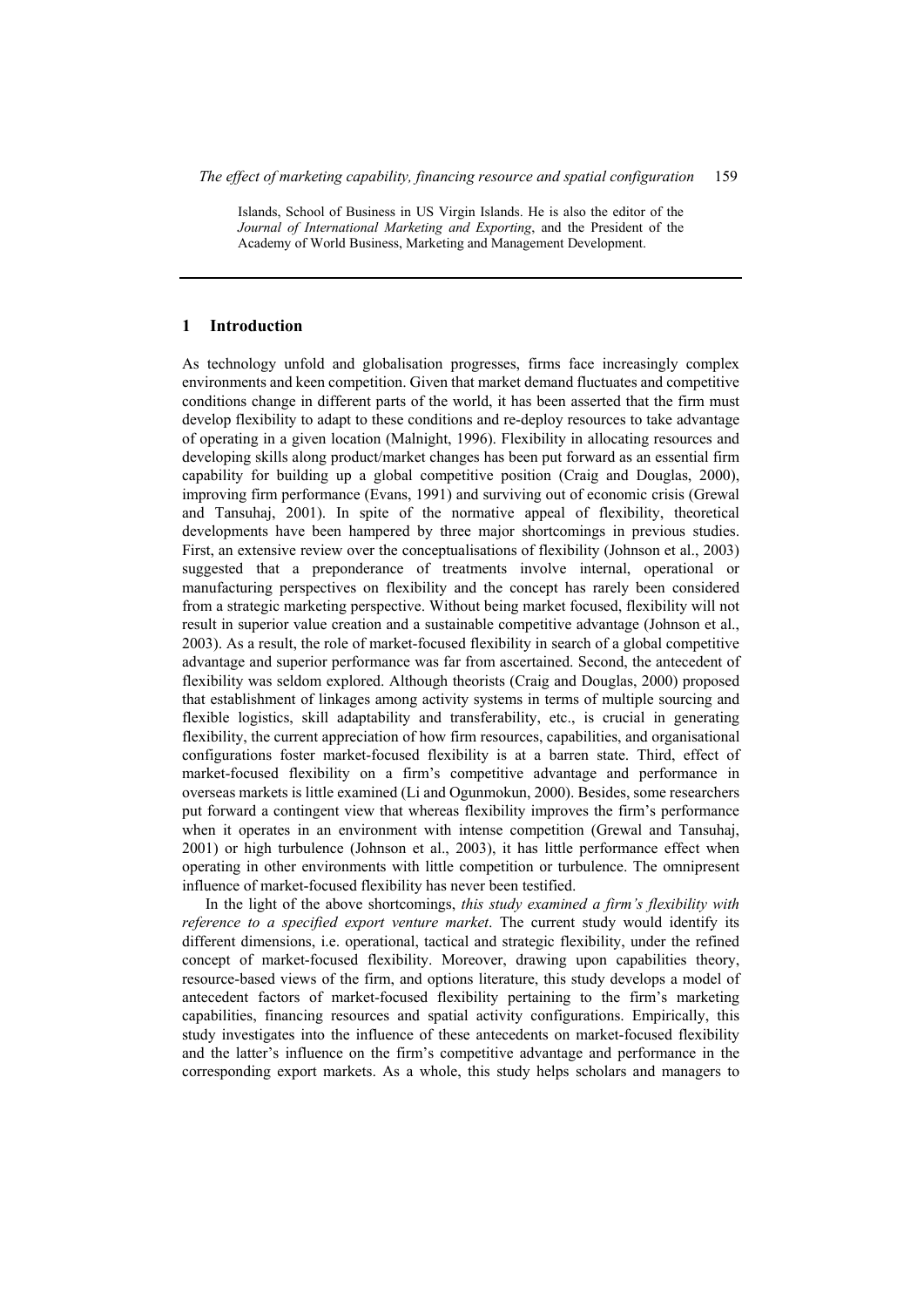Islands, School of Business in US Virgin Islands. He is also the editor of the *Journal of International Marketing and Exporting*, and the President of the Academy of World Business, Marketing and Management Development.

## 1 Introduction

As technology unfold and globalisation progresses, firms face increasingly complex environments and keen competition. Given that market demand fluctuates and competitive conditions change in different parts of the world, it has been asserted that the firm must develop flexibility to adapt to these conditions and re-deploy resources to take advantage of operating in a given location (Malnight, 1996). Flexibility in allocating resources and developing skills along product/market changes has been put forward as an essential firm capability for building up a global competitive position (Craig and Douglas, 2000), improving firm performance (Evans, 1991) and surviving out of economic crisis (Grewal and Tansuhaj, 2001). In spite of the normative appeal of flexibility, theoretical developments have been hampered by three major shortcomings in previous studies. First, an extensive review over the conceptualisations of flexibility (Johnson et al., 2003) suggested that a preponderance of treatments involve internal, operational or manufacturing perspectives on flexibility and the concept has rarely been considered from a strategic marketing perspective. Without being market focused, flexibility will not result in superior value creation and a sustainable competitive advantage (Johnson et al., 2003). As a result, the role of market-focused flexibility in search of a global competitive advantage and superior performance was far from ascertained. Second, the antecedent of flexibility was seldom explored. Although theorists (Craig and Douglas, 2000) proposed that establishment of linkages among activity systems in terms of multiple sourcing and flexible logistics, skill adaptability and transferability, etc., is crucial in generating flexibility, the current appreciation of how firm resources, capabilities, and organisational configurations foster market-focused flexibility is at a barren state. Third, effect of market-focused flexibility on a firm's competitive advantage and performance in overseas markets is little examined (Li and Ogunmokun, 2000). Besides, some researchers put forward a contingent view that whereas flexibility improves the firm's performance when it operates in an environment with intense competition (Grewal and Tansuhaj, 2001) or high turbulence (Johnson et al., 2003), it has little performance effect when operating in other environments with little competition or turbulence. The omnipresent influence of market-focused flexibility has never been testified.

In the light of the above shortcomings, *this study examined a firm's flexibility with reference to a specified export venture market*. The current study would identify its different dimensions, i.e. operational, tactical and strategic flexibility, under the refined concept of market-focused flexibility. Moreover, drawing upon capabilities theory, resource-based views of the firm, and options literature, this study develops a model of antecedent factors of market-focused flexibility pertaining to the firm's marketing capabilities, financing resources and spatial activity configurations. Empirically, this study investigates into the influence of these antecedents on market-focused flexibility and the latter's influence on the firm's competitive advantage and performance in the corresponding export markets. As a whole, this study helps scholars and managers to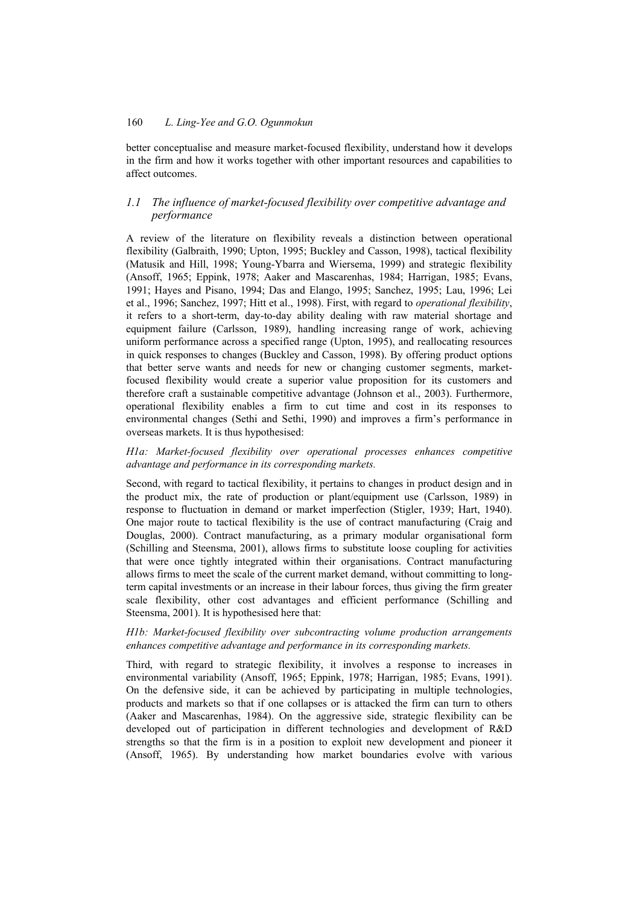better conceptualise and measure market-focused flexibility, understand how it develops in the firm and how it works together with other important resources and capabilities to affect outcomes.

### *1.1 The influence of market-focused flexibility over competitive advantage and performance*

A review of the literature on flexibility reveals a distinction between operational flexibility (Galbraith, 1990; Upton, 1995; Buckley and Casson, 1998), tactical flexibility (Matusik and Hill, 1998; Young-Ybarra and Wiersema, 1999) and strategic flexibility (Ansoff, 1965; Eppink, 1978; Aaker and Mascarenhas, 1984; Harrigan, 1985; Evans, 1991; Hayes and Pisano, 1994; Das and Elango, 1995; Sanchez, 1995; Lau, 1996; Lei et al., 1996; Sanchez, 1997; Hitt et al., 1998). First, with regard to *operational flexibility*, it refers to a short-term, day-to-day ability dealing with raw material shortage and equipment failure (Carlsson, 1989), handling increasing range of work, achieving uniform performance across a specified range (Upton, 1995), and reallocating resources in quick responses to changes (Buckley and Casson, 1998). By offering product options that better serve wants and needs for new or changing customer segments, market-focused flexibility would create a superior value proposition for its customers and therefore craft a sustainable competitive advantage (Johnson et al., 2003). Furthermore, operational flexibility enables a firm to cut time and cost in its responses to environmental changes (Sethi and Sethi, 1990) and improves a firm's performance in overseas markets. It is thus hypothesised:

*H1a: Market-focused flexibility over operational processes enhances competitive advantage and performance in its corresponding markets.*

Second, with regard to tactical flexibility, it pertains to changes in product design and in the product mix, the rate of production or plant/equipment use (Carlsson, 1989) in response to fluctuation in demand or market imperfection (Stigler, 1939; Hart, 1940). One major route to tactical flexibility is the use of contract manufacturing (Craig and Douglas, 2000). Contract manufacturing, as a primary modular organisational form (Schilling and Steensma, 2001), allows firms to substitute loose coupling for activities that were once tightly integrated within their organisations. Contract manufacturing allows firms to meet the scale of the current market demand, without committing to long-term capital investments or an increase in their labour forces, thus giving the firm greater scale flexibility, other cost advantages and efficient performance (Schilling and Steensma, 2001). It is hypothesised here that:

*H1b: Market-focused flexibility over subcontracting volume production arrangements enhances competitive advantage and performance in its corresponding markets.*

Third, with regard to strategic flexibility, it involves a response to increases in environmental variability (Ansoff, 1965; Eppink, 1978; Harrigan, 1985; Evans, 1991). On the defensive side, it can be achieved by participating in multiple technologies, products and markets so that if one collapses or is attacked the firm can turn to others (Aaker and Mascarenhas, 1984). On the aggressive side, strategic flexibility can be developed out of participation in different technologies and development of R&D strengths so that the firm is in a position to exploit new development and pioneer it (Ansoff, 1965). By understanding how market boundaries evolve with various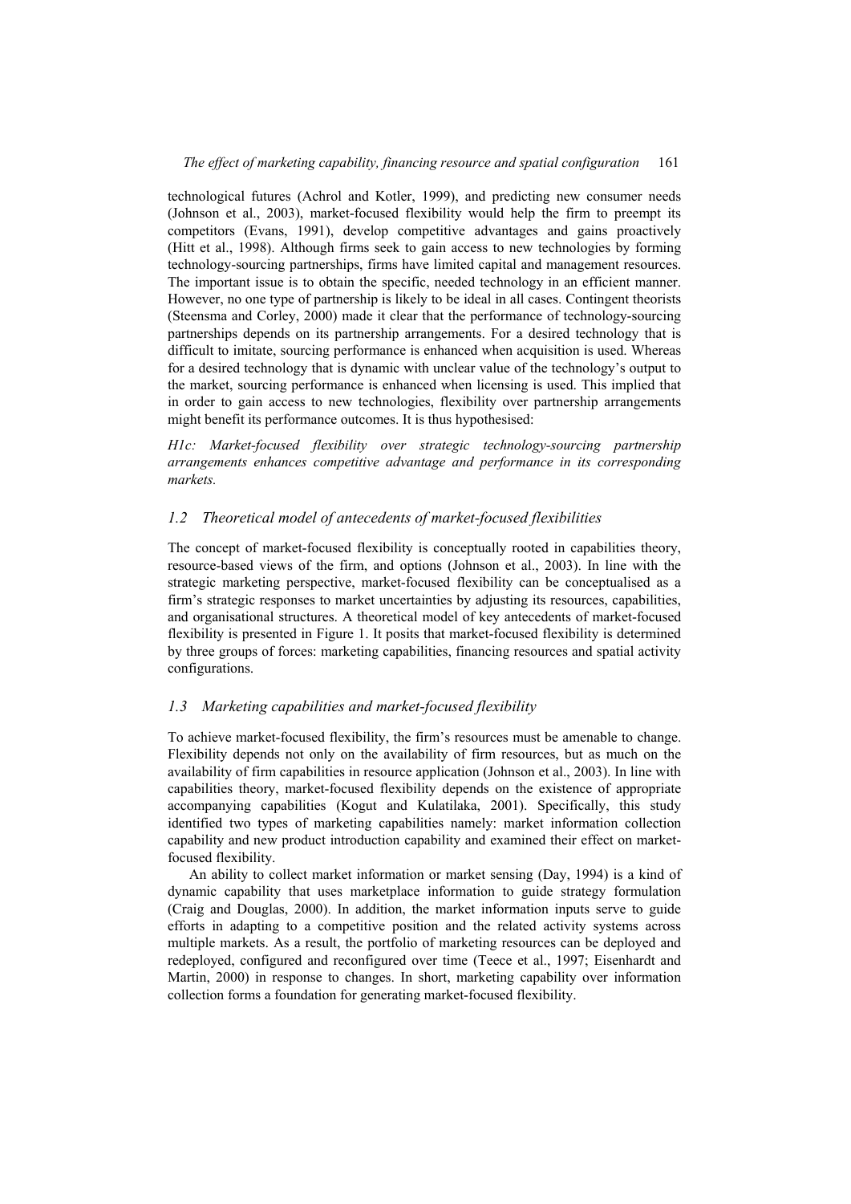technological futures (Achrol and Kotler, 1999), and predicting new consumer needs (Johnson et al., 2003), market-focused flexibility would help the firm to preempt its competitors (Evans, 1991), develop competitive advantages and gains proactively (Hitt et al., 1998). Although firms seek to gain access to new technologies by forming technology-sourcing partnerships, firms have limited capital and management resources. The important issue is to obtain the specific, needed technology in an efficient manner. However, no one type of partnership is likely to be ideal in all cases. Contingent theorists (Steensma and Corley, 2000) made it clear that the performance of technology-sourcing partnerships depends on its partnership arrangements. For a desired technology that is difficult to imitate, sourcing performance is enhanced when acquisition is used. Whereas for a desired technology that is dynamic with unclear value of the technology's output to the market, sourcing performance is enhanced when licensing is used. This implied that in order to gain access to new technologies, flexibility over partnership arrangements might benefit its performance outcomes. It is thus hypothesised:

*H1c: Market-focused flexibility over strategic technology-sourcing partnership arrangements enhances competitive advantage and performance in its corresponding markets.*

## 1.2 Theoretical model of antecedents of market-focused flexibilities

The concept of market-focused flexibility is conceptually rooted in capabilities theory, resource-based views of the firm, and options (Johnson et al., 2003). In line with the strategic marketing perspective, market-focused flexibility can be conceptualised as a firm's strategic responses to market uncertainties by adjusting its resources, capabilities, and organisational structures. A theoretical model of key antecedents of market-focused flexibility is presented in Figure 1. It posits that market-focused flexibility is determined by three groups of forces: marketing capabilities, financing resources and spatial activity configurations.

## 1.3 Marketing capabilities and market-focused flexibility

To achieve market-focused flexibility, the firm's resources must be amenable to change. Flexibility depends not only on the availability of firm resources, but as much on the availability of firm capabilities in resource application (Johnson et al., 2003). In line with capabilities theory, market-focused flexibility depends on the existence of appropriate accompanying capabilities (Kogut and Kulatilaka, 2001). Specifically, this study identified two types of marketing capabilities namely: market information collection capability and new product introduction capability and examined their effect on market-focused flexibility.

An ability to collect market information or market sensing (Day, 1994) is a kind of dynamic capability that uses marketplace information to guide strategy formulation (Craig and Douglas, 2000). In addition, the market information inputs serve to guide efforts in adapting to a competitive position and the related activity systems across multiple markets. As a result, the portfolio of marketing resources can be deployed and redeployed, configured and reconfigured over time (Teece et al., 1997; Eisenhardt and Martin, 2000) in response to changes. In short, marketing capability over information collection forms a foundation for generating market-focused flexibility.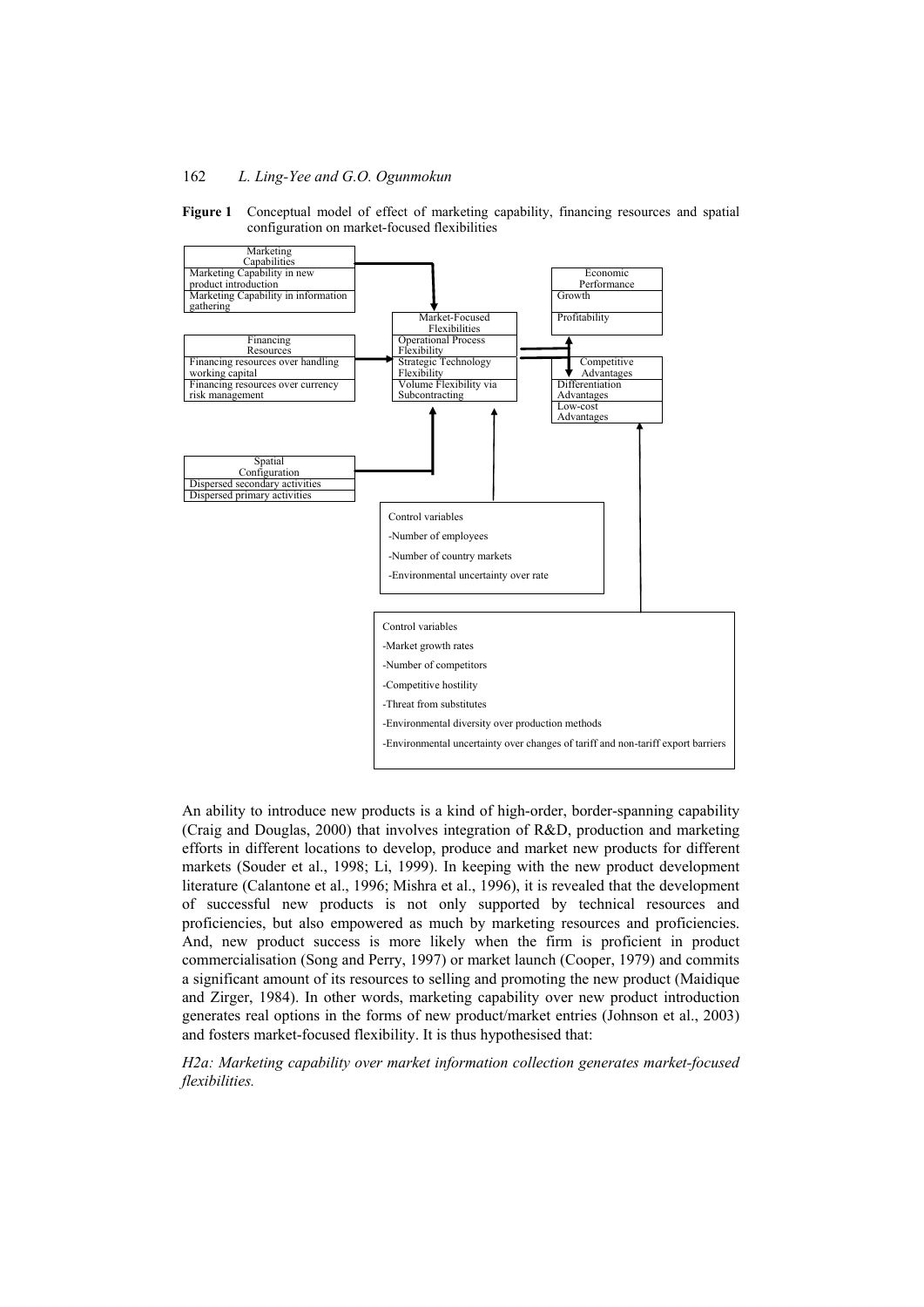**Figure 1** Conceptual model of effect of marketing capability, financing resources and spatial configuration on market-focused flexibilities

Marketing Capabilities
- Marketing Capability in new product introduction
- Marketing Capability in information gathering

Financing Resources
- Financing resources over handling working capital
- Financing resources over currency risk management

Spatial Configuration
- Dispersed secondary activities
- Dispersed primary activities

Market-Focused Flexibilities
- Operational Process Flexibility
- Strategic Technology Flexibility
- Volume Flexibility via Subcontracting

Economic Performance
- Growth
- Profitability

Competitive Advantages
- Differentiation Advantages
- Low-cost Advantages

Control variables
- -Number of employees
- -Number of country markets
- -Environmental uncertainty over rate

Control variables
- -Market growth rates
- -Number of competitors
- -Competitive hostility
- -Threat from substitutes
- -Environmental diversity over production methods
- -Environmental uncertainty over changes of tariff and non-tariff export barriers

An ability to introduce new products is a kind of high-order, border-spanning capability (Craig and Douglas, 2000) that involves integration of R&D, production and marketing efforts in different locations to develop, produce and market new products for different markets (Souder et al., 1998; Li, 1999). In keeping with the new product development literature (Calantone et al., 1996; Mishra et al., 1996), it is revealed that the development of successful new products is not only supported by technical resources and proficiencies, but also empowered as much by marketing resources and proficiencies. And, new product success is more likely when the firm is proficient in product commercialisation (Song and Perry, 1997) or market launch (Cooper, 1979) and commits a significant amount of its resources to selling and promoting the new product (Maidique and Zirger, 1984). In other words, marketing capability over new product introduction generates real options in the forms of new product/market entries (Johnson et al., 2003) and fosters market-focused flexibility. It is thus hypothesised that:

*H2a: Marketing capability over market information collection generates market-focused flexibilities.*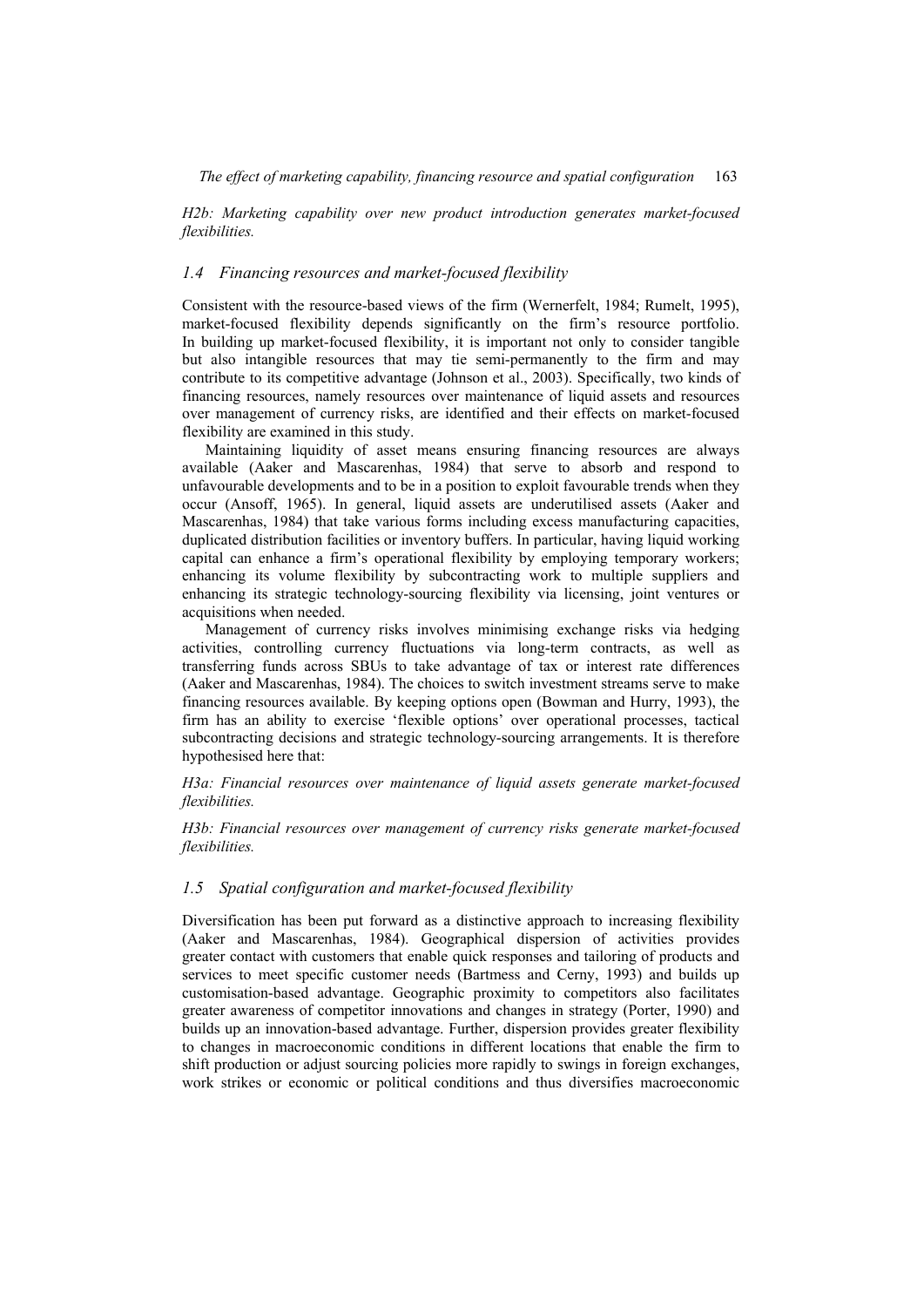*H2b: Marketing capability over new product introduction generates market-focused flexibilities.*

### *1.4 Financing resources and market-focused flexibility*

Consistent with the resource-based views of the firm (Wernerfelt, 1984; Rumelt, 1995), market-focused flexibility depends significantly on the firm's resource portfolio. In building up market-focused flexibility, it is important not only to consider tangible but also intangible resources that may tie semi-permanently to the firm and may contribute to its competitive advantage (Johnson et al., 2003). Specifically, two kinds of financing resources, namely resources over maintenance of liquid assets and resources over management of currency risks, are identified and their effects on market-focused flexibility are examined in this study.

Maintaining liquidity of asset means ensuring financing resources are always available (Aaker and Mascarenhas, 1984) that serve to absorb and respond to unfavourable developments and to be in a position to exploit favourable trends when they occur (Ansoff, 1965). In general, liquid assets are underutilised assets (Aaker and Mascarenhas, 1984) that take various forms including excess manufacturing capacities, duplicated distribution facilities or inventory buffers. In particular, having liquid working capital can enhance a firm's operational flexibility by employing temporary workers; enhancing its volume flexibility by subcontracting work to multiple suppliers and enhancing its strategic technology-sourcing flexibility via licensing, joint ventures or acquisitions when needed.

Management of currency risks involves minimising exchange risks via hedging activities, controlling currency fluctuations via long-term contracts, as well as transferring funds across SBUs to take advantage of tax or interest rate differences (Aaker and Mascarenhas, 1984). The choices to switch investment streams serve to make financing resources available. By keeping options open (Bowman and Hurry, 1993), the firm has an ability to exercise 'flexible options' over operational processes, tactical subcontracting decisions and strategic technology-sourcing arrangements. It is therefore hypothesised here that:

*H3a: Financial resources over maintenance of liquid assets generate market-focused flexibilities.*

*H3b: Financial resources over management of currency risks generate market-focused flexibilities.*

### *1.5 Spatial configuration and market-focused flexibility*

Diversification has been put forward as a distinctive approach to increasing flexibility (Aaker and Mascarenhas, 1984). Geographical dispersion of activities provides greater contact with customers that enable quick responses and tailoring of products and services to meet specific customer needs (Bartmess and Cerny, 1993) and builds up customisation-based advantage. Geographic proximity to competitors also facilitates greater awareness of competitor innovations and changes in strategy (Porter, 1990) and builds up an innovation-based advantage. Further, dispersion provides greater flexibility to changes in macroeconomic conditions in different locations that enable the firm to shift production or adjust sourcing policies more rapidly to swings in foreign exchanges, work strikes or economic or political conditions and thus diversifies macroeconomic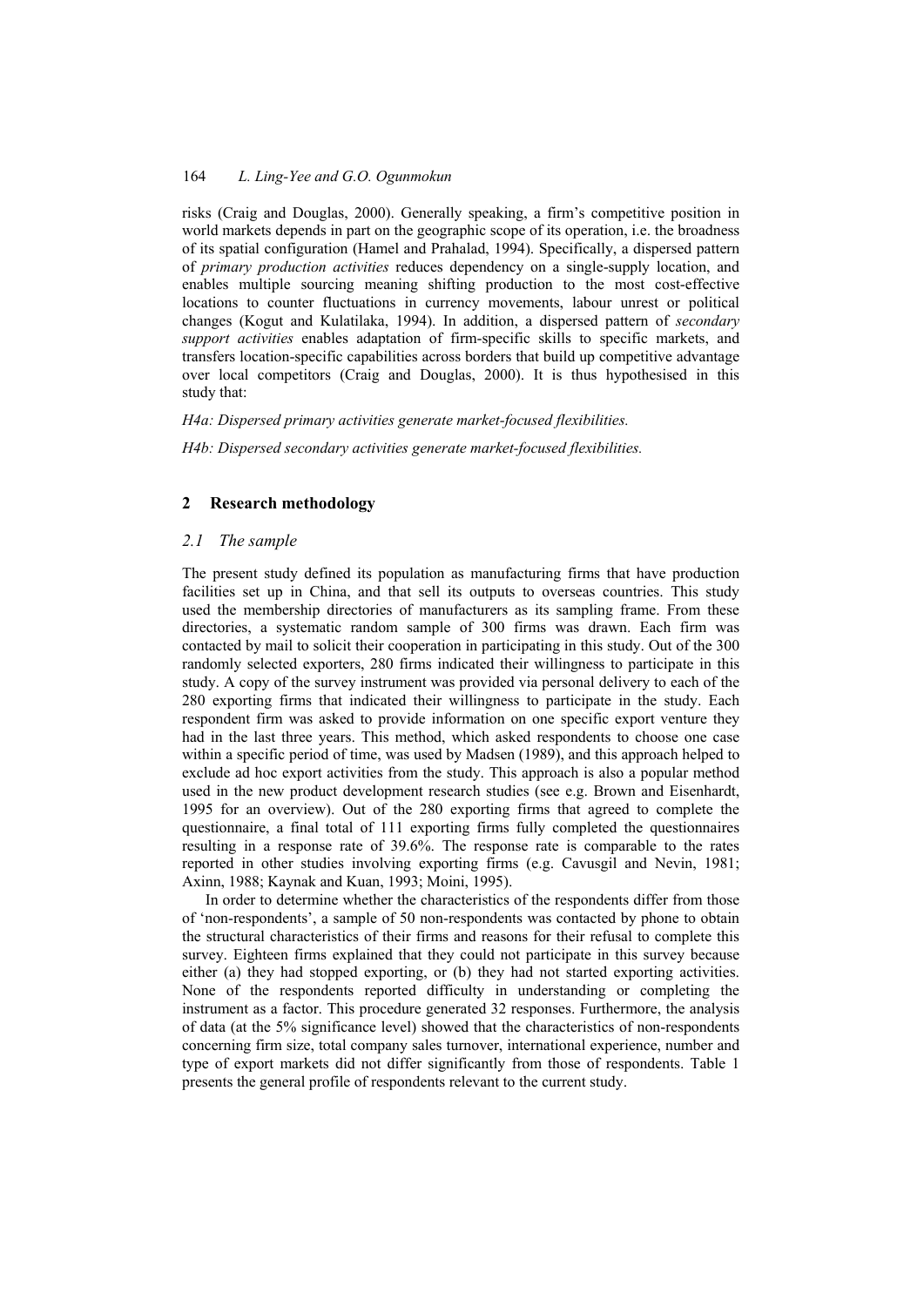risks (Craig and Douglas, 2000). Generally speaking, a firm's competitive position in world markets depends in part on the geographic scope of its operation, i.e. the broadness of its spatial configuration (Hamel and Prahalad, 1994). Specifically, a dispersed pattern of *primary production activities* reduces dependency on a single-supply location, and enables multiple sourcing meaning shifting production to the most cost-effective locations to counter fluctuations in currency movements, labour unrest or political changes (Kogut and Kulatilaka, 1994). In addition, a dispersed pattern of *secondary support activities* enables adaptation of firm-specific skills to specific markets, and transfers location-specific capabilities across borders that build up competitive advantage over local competitors (Craig and Douglas, 2000). It is thus hypothesised in this study that:

*H4a: Dispersed primary activities generate market-focused flexibilities.*

*H4b: Dispersed secondary activities generate market-focused flexibilities.*

## 2 Research methodology

### *2.1 The sample*

The present study defined its population as manufacturing firms that have production facilities set up in China, and that sell its outputs to overseas countries. This study used the membership directories of manufacturers as its sampling frame. From these directories, a systematic random sample of 300 firms was drawn. Each firm was contacted by mail to solicit their cooperation in participating in this study. Out of the 300 randomly selected exporters, 280 firms indicated their willingness to participate in this study. A copy of the survey instrument was provided via personal delivery to each of the 280 exporting firms that indicated their willingness to participate in the study. Each respondent firm was asked to provide information on one specific export venture they had in the last three years. This method, which asked respondents to choose one case within a specific period of time, was used by Madsen (1989), and this approach helped to exclude ad hoc export activities from the study. This approach is also a popular method used in the new product development research studies (see e.g. Brown and Eisenhardt, 1995 for an overview). Out of the 280 exporting firms that agreed to complete the questionnaire, a final total of 111 exporting firms fully completed the questionnaires resulting in a response rate of 39.6%. The response rate is comparable to the rates reported in other studies involving exporting firms (e.g. Cavusgil and Nevin, 1981; Axinn, 1988; Kaynak and Kuan, 1993; Moini, 1995).

In order to determine whether the characteristics of the respondents differ from those of 'non-respondents', a sample of 50 non-respondents was contacted by phone to obtain the structural characteristics of their firms and reasons for their refusal to complete this survey. Eighteen firms explained that they could not participate in this survey because either (a) they had stopped exporting, or (b) they had not started exporting activities. None of the respondents reported difficulty in understanding or completing the instrument as a factor. This procedure generated 32 responses. Furthermore, the analysis of data (at the 5% significance level) showed that the characteristics of non-respondents concerning firm size, total company sales turnover, international experience, number and type of export markets did not differ significantly from those of respondents. Table 1 presents the general profile of respondents relevant to the current study.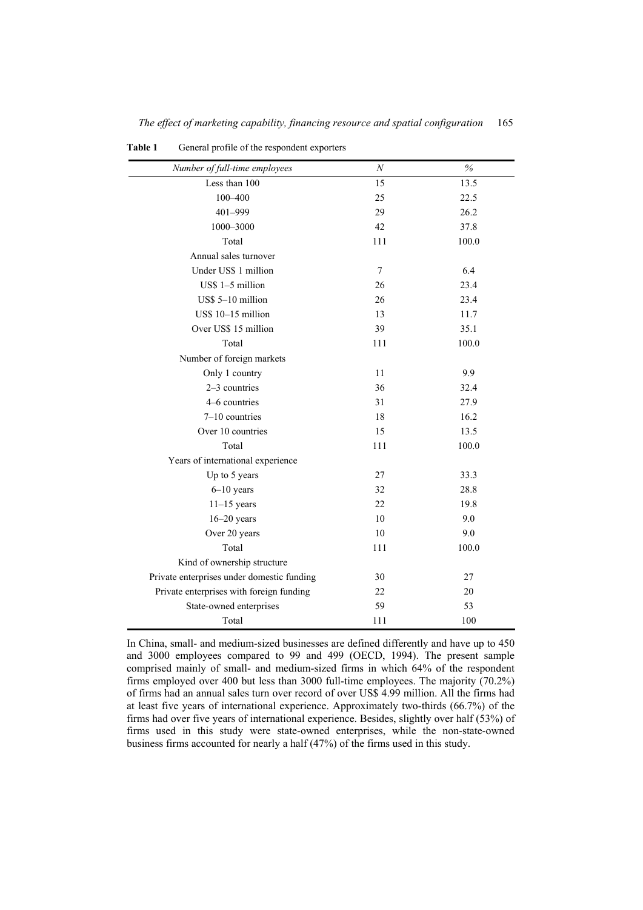**Table 1** General profile of the respondent exporters

| *Number of full-time employees* | *N* | *%* |
|---|---|---|
| Less than 100 | 15 | 13.5 |
| 100–400 | 25 | 22.5 |
| 401–999 | 29 | 26.2 |
| 1000–3000 | 42 | 37.8 |
| Total | 111 | 100.0 |
| Annual sales turnover | | |
| Under US$ 1 million | 7 | 6.4 |
| US$ 1–5 million | 26 | 23.4 |
| US$ 5–10 million | 26 | 23.4 |
| US$ 10–15 million | 13 | 11.7 |
| Over US$ 15 million | 39 | 35.1 |
| Total | 111 | 100.0 |
| Number of foreign markets | | |
| Only 1 country | 11 | 9.9 |
| 2–3 countries | 36 | 32.4 |
| 4–6 countries | 31 | 27.9 |
| 7–10 countries | 18 | 16.2 |
| Over 10 countries | 15 | 13.5 |
| Total | 111 | 100.0 |
| Years of international experience | | |
| Up to 5 years | 27 | 33.3 |
| 6–10 years | 32 | 28.8 |
| 11–15 years | 22 | 19.8 |
| 16–20 years | 10 | 9.0 |
| Over 20 years | 10 | 9.0 |
| Total | 111 | 100.0 |
| Kind of ownership structure | | |
| Private enterprises under domestic funding | 30 | 27 |
| Private enterprises with foreign funding | 22 | 20 |
| State-owned enterprises | 59 | 53 |
| Total | 111 | 100 |

In China, small- and medium-sized businesses are defined differently and have up to 450 and 3000 employees compared to 99 and 499 (OECD, 1994). The present sample comprised mainly of small- and medium-sized firms in which 64% of the respondent firms employed over 400 but less than 3000 full-time employees. The majority (70.2%) of firms had an annual sales turn over record of over US$ 4.99 million. All the firms had at least five years of international experience. Approximately two-thirds (66.7%) of the firms had over five years of international experience. Besides, slightly over half (53%) of firms used in this study were state-owned enterprises, while the non-state-owned business firms accounted for nearly a half (47%) of the firms used in this study.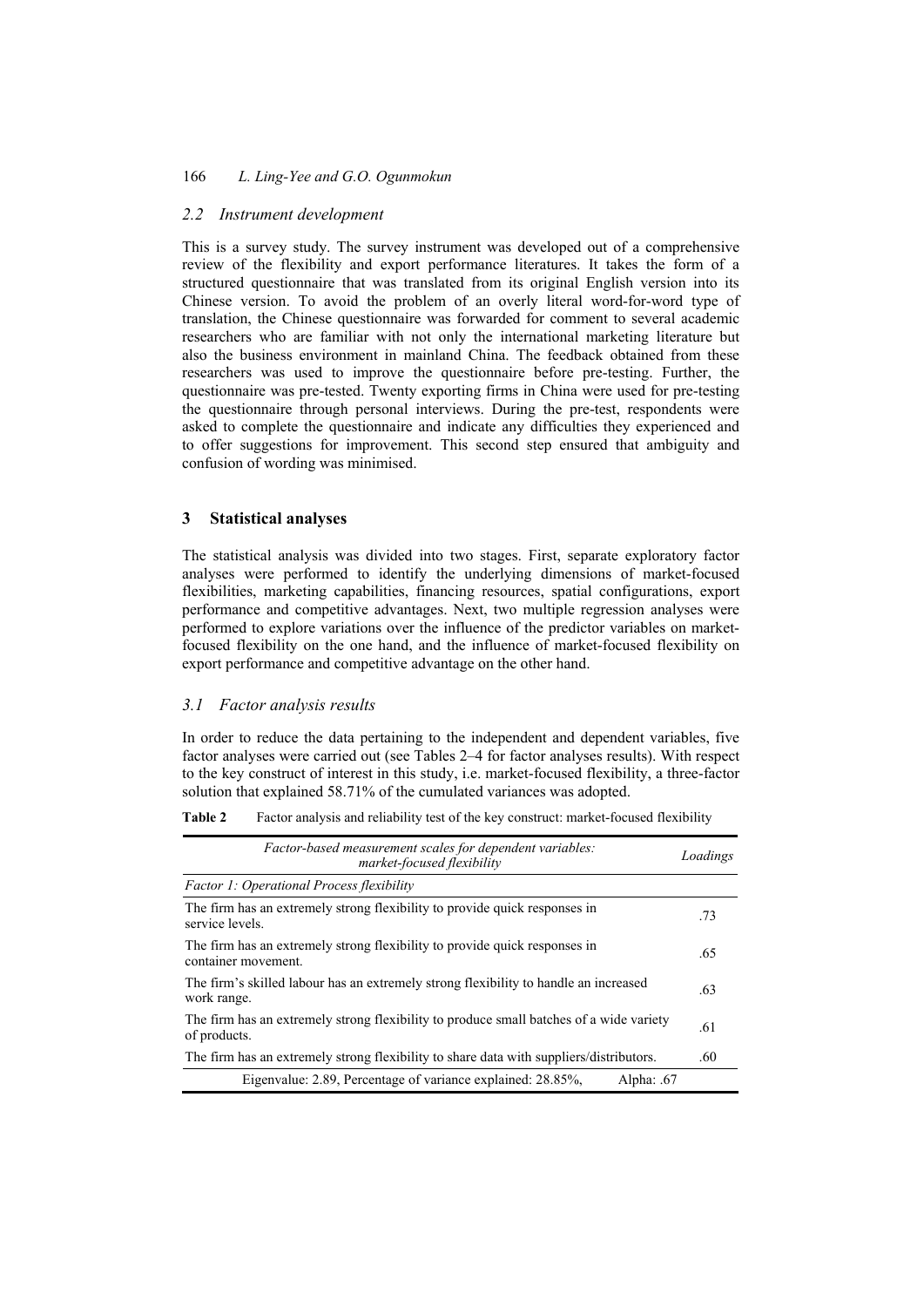### 2.2 Instrument development

This is a survey study. The survey instrument was developed out of a comprehensive review of the flexibility and export performance literatures. It takes the form of a structured questionnaire that was translated from its original English version into its Chinese version. To avoid the problem of an overly literal word-for-word type of translation, the Chinese questionnaire was forwarded for comment to several academic researchers who are familiar with not only the international marketing literature but also the business environment in mainland China. The feedback obtained from these researchers was used to improve the questionnaire before pre-testing. Further, the questionnaire was pre-tested. Twenty exporting firms in China were used for pre-testing the questionnaire through personal interviews. During the pre-test, respondents were asked to complete the questionnaire and indicate any difficulties they experienced and to offer suggestions for improvement. This second step ensured that ambiguity and confusion of wording was minimised.

## 3 Statistical analyses

The statistical analysis was divided into two stages. First, separate exploratory factor analyses were performed to identify the underlying dimensions of market-focused flexibilities, marketing capabilities, financing resources, spatial configurations, export performance and competitive advantages. Next, two multiple regression analyses were performed to explore variations over the influence of the predictor variables on market-focused flexibility on the one hand, and the influence of market-focused flexibility on export performance and competitive advantage on the other hand.

### 3.1 Factor analysis results

In order to reduce the data pertaining to the independent and dependent variables, five factor analyses were carried out (see Tables 2–4 for factor analyses results). With respect to the key construct of interest in this study, i.e. market-focused flexibility, a three-factor solution that explained 58.71% of the cumulated variances was adopted.

**Table 2** Factor analysis and reliability test of the key construct: market-focused flexibility

| *Factor-based measurement scales for dependent variables: market-focused flexibility* | *Loadings* |
|---|---|
| *Factor 1: Operational Process flexibility* | |
| The firm has an extremely strong flexibility to provide quick responses in service levels. | .73 |
| The firm has an extremely strong flexibility to provide quick responses in container movement. | .65 |
| The firm's skilled labour has an extremely strong flexibility to handle an increased work range. | .63 |
| The firm has an extremely strong flexibility to produce small batches of a wide variety of products. | .61 |
| The firm has an extremely strong flexibility to share data with suppliers/distributors. | .60 |
| Eigenvalue: 2.89, Percentage of variance explained: 28.85%, Alpha: .67 | |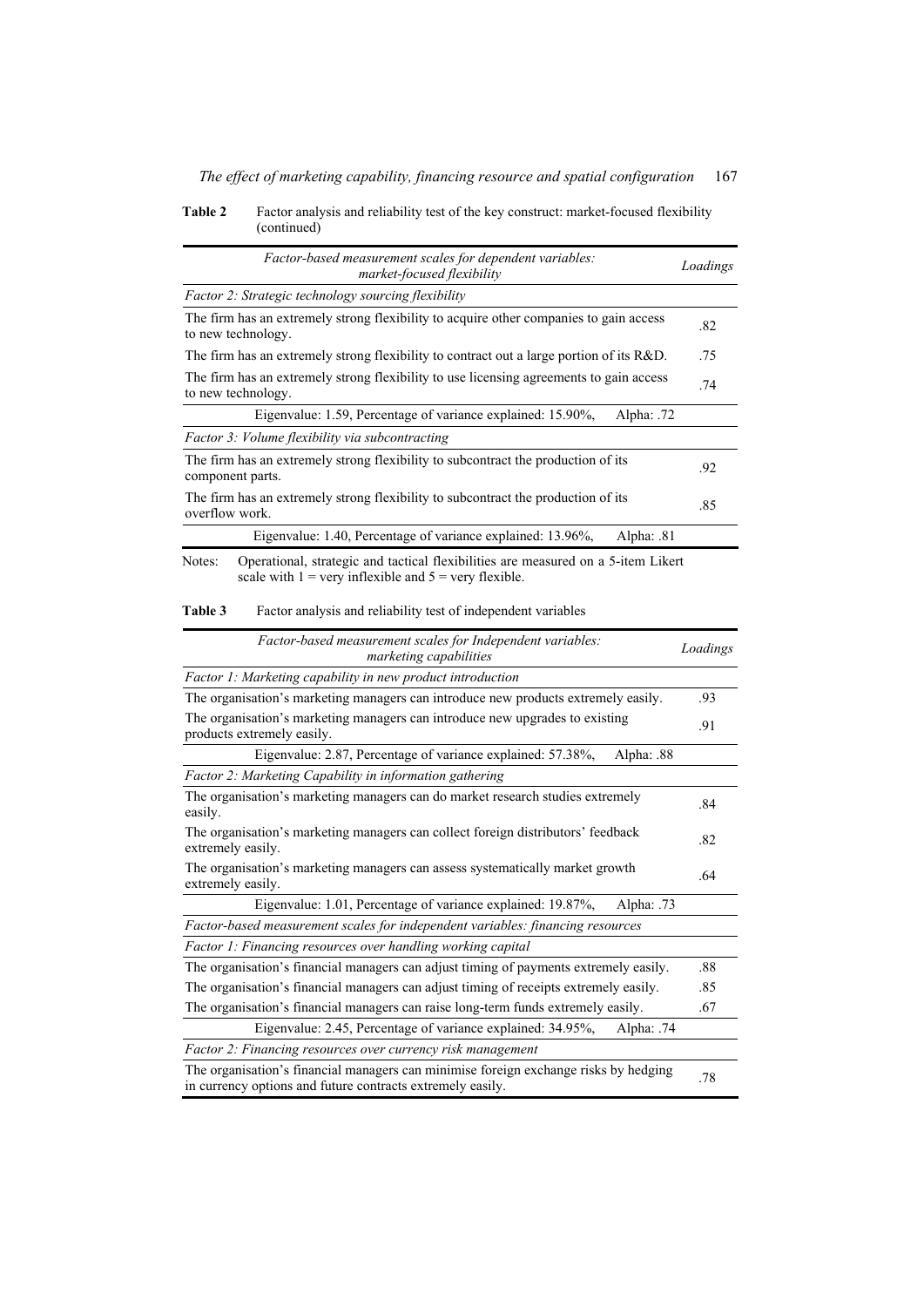**Table 2** Factor analysis and reliability test of the key construct: market-focused flexibility (continued)

| *Factor-based measurement scales for dependent variables: market-focused flexibility* | *Loadings* |
|---|---|
| *Factor 2: Strategic technology sourcing flexibility* | |
| The firm has an extremely strong flexibility to acquire other companies to gain access to new technology. | .82 |
| The firm has an extremely strong flexibility to contract out a large portion of its R&D. | .75 |
| The firm has an extremely strong flexibility to use licensing agreements to gain access to new technology. | .74 |
| Eigenvalue: 1.59, Percentage of variance explained: 15.90%, Alpha: .72 | |
| *Factor 3: Volume flexibility via subcontracting* | |
| The firm has an extremely strong flexibility to subcontract the production of its component parts. | .92 |
| The firm has an extremely strong flexibility to subcontract the production of its overflow work. | .85 |
| Eigenvalue: 1.40, Percentage of variance explained: 13.96%, Alpha: .81 | |

Notes: Operational, strategic and tactical flexibilities are measured on a 5-item Likert scale with 1 = very inflexible and 5 = very flexible.

**Table 3** Factor analysis and reliability test of independent variables

| *Factor-based measurement scales for Independent variables: marketing capabilities* | *Loadings* |
|---|---|
| *Factor 1: Marketing capability in new product introduction* | |
| The organisation's marketing managers can introduce new products extremely easily. | .93 |
| The organisation's marketing managers can introduce new upgrades to existing products extremely easily. | .91 |
| Eigenvalue: 2.87, Percentage of variance explained: 57.38%, Alpha: .88 | |
| *Factor 2: Marketing Capability in information gathering* | |
| The organisation's marketing managers can do market research studies extremely easily. | .84 |
| The organisation's marketing managers can collect foreign distributors' feedback extremely easily. | .82 |
| The organisation's marketing managers can assess systematically market growth extremely easily. | .64 |
| Eigenvalue: 1.01, Percentage of variance explained: 19.87%, Alpha: .73 | |
| *Factor-based measurement scales for independent variables: financing resources* | |
| *Factor 1: Financing resources over handling working capital* | |
| The organisation's financial managers can adjust timing of payments extremely easily. | .88 |
| The organisation's financial managers can adjust timing of receipts extremely easily. | .85 |
| The organisation's financial managers can raise long-term funds extremely easily. | .67 |
| Eigenvalue: 2.45, Percentage of variance explained: 34.95%, Alpha: .74 | |
| *Factor 2: Financing resources over currency risk management* | |
| The organisation's financial managers can minimise foreign exchange risks by hedging in currency options and future contracts extremely easily. | .78 |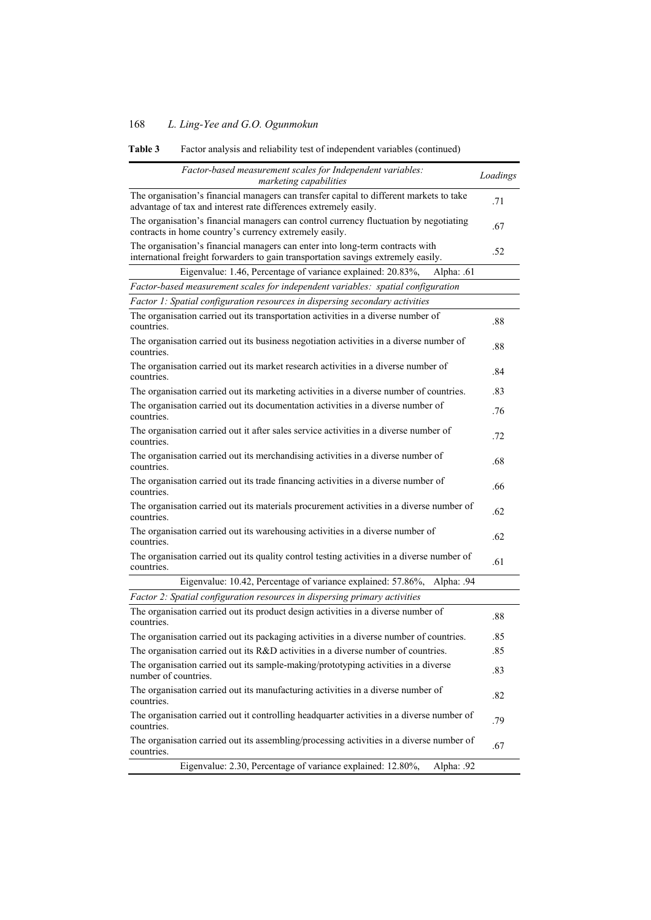**Table 3** Factor analysis and reliability test of independent variables (continued)

| *Factor-based measurement scales for Independent variables: marketing capabilities* | *Loadings* |
|---|---|
| The organisation's financial managers can transfer capital to different markets to take advantage of tax and interest rate differences extremely easily. | .71 |
| The organisation's financial managers can control currency fluctuation by negotiating contracts in home country's currency extremely easily. | .67 |
| The organisation's financial managers can enter into long-term contracts with international freight forwarders to gain transportation savings extremely easily. | .52 |
| Eigenvalue: 1.46, Percentage of variance explained: 20.83%, Alpha: .61 | |
| *Factor-based measurement scales for independent variables: spatial configuration* | |
| *Factor 1: Spatial configuration resources in dispersing secondary activities* | |
| The organisation carried out its transportation activities in a diverse number of countries. | .88 |
| The organisation carried out its business negotiation activities in a diverse number of countries. | .88 |
| The organisation carried out its market research activities in a diverse number of countries. | .84 |
| The organisation carried out its marketing activities in a diverse number of countries. | .83 |
| The organisation carried out its documentation activities in a diverse number of countries. | .76 |
| The organisation carried out it after sales service activities in a diverse number of countries. | .72 |
| The organisation carried out its merchandising activities in a diverse number of countries. | .68 |
| The organisation carried out its trade financing activities in a diverse number of countries. | .66 |
| The organisation carried out its materials procurement activities in a diverse number of countries. | .62 |
| The organisation carried out its warehousing activities in a diverse number of countries. | .62 |
| The organisation carried out its quality control testing activities in a diverse number of countries. | .61 |
| Eigenvalue: 10.42, Percentage of variance explained: 57.86%, Alpha: .94 | |
| *Factor 2: Spatial configuration resources in dispersing primary activities* | |
| The organisation carried out its product design activities in a diverse number of countries. | .88 |
| The organisation carried out its packaging activities in a diverse number of countries. | .85 |
| The organisation carried out its R&D activities in a diverse number of countries. | .85 |
| The organisation carried out its sample-making/prototyping activities in a diverse number of countries. | .83 |
| The organisation carried out its manufacturing activities in a diverse number of countries. | .82 |
| The organisation carried out it controlling headquarter activities in a diverse number of countries. | .79 |
| The organisation carried out its assembling/processing activities in a diverse number of countries. | .67 |
| Eigenvalue: 2.30, Percentage of variance explained: 12.80%, Alpha: .92 | |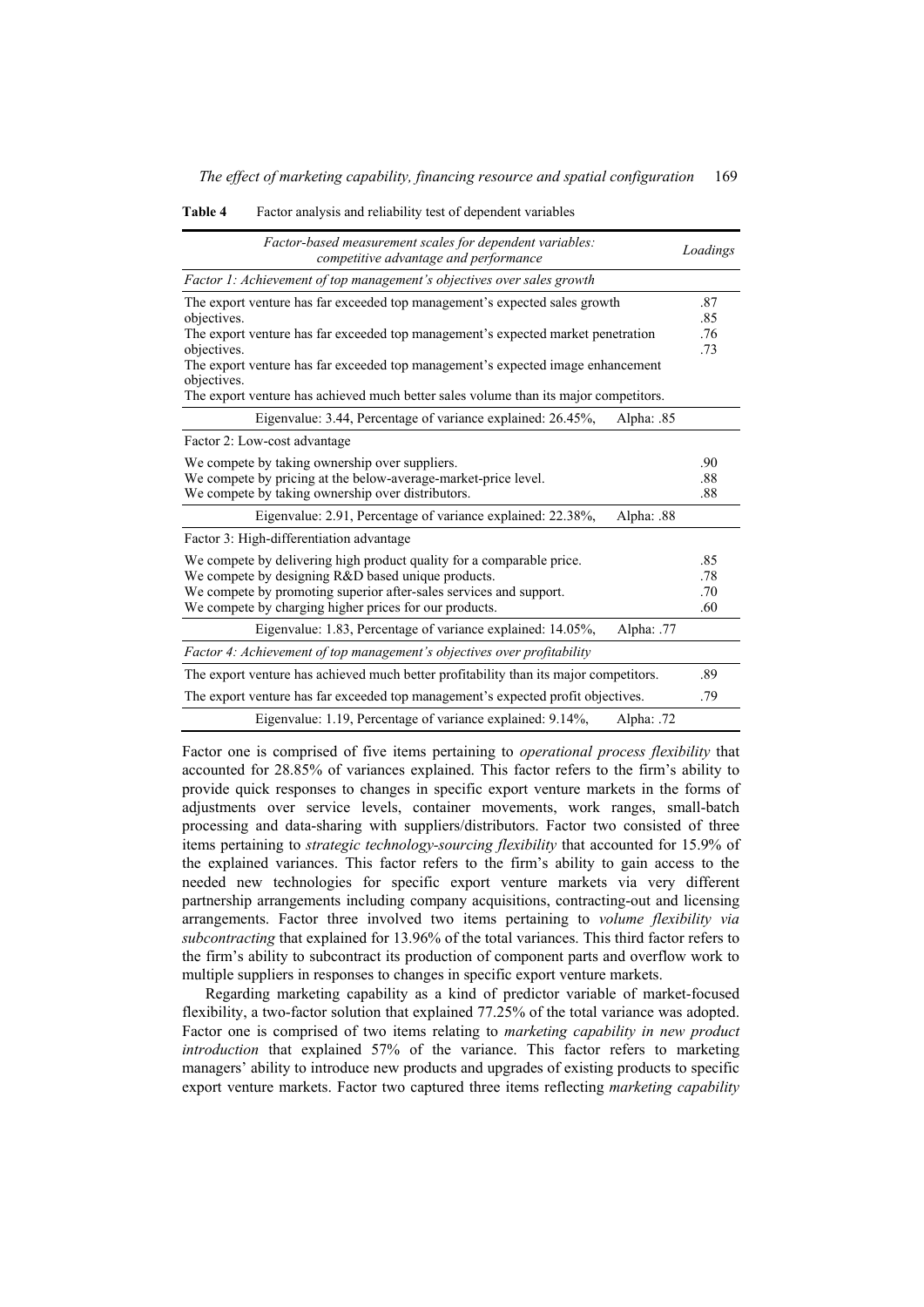**Table 4** Factor analysis and reliability test of dependent variables

| *Factor-based measurement scales for dependent variables: competitive advantage and performance* | *Loadings* |
|---|---|
| *Factor 1: Achievement of top management's objectives over sales growth* | |
| The export venture has far exceeded top management's expected sales growth objectives. | .87 |
| The export venture has far exceeded top management's expected market penetration objectives. | .85 |
| The export venture has far exceeded top management's expected image enhancement objectives. | .76 |
| The export venture has achieved much better sales volume than its major competitors. | .73 |
| Eigenvalue: 3.44, Percentage of variance explained: 26.45%, Alpha: .85 | |
| Factor 2: Low-cost advantage | |
| We compete by taking ownership over suppliers. | .90 |
| We compete by pricing at the below-average-market-price level. | .88 |
| We compete by taking ownership over distributors. | .88 |
| Eigenvalue: 2.91, Percentage of variance explained: 22.38%, Alpha: .88 | |
| Factor 3: High-differentiation advantage | |
| We compete by delivering high product quality for a comparable price. | .85 |
| We compete by designing R&D based unique products. | .78 |
| We compete by promoting superior after-sales services and support. | .70 |
| We compete by charging higher prices for our products. | .60 |
| Eigenvalue: 1.83, Percentage of variance explained: 14.05%, Alpha: .77 | |
| *Factor 4: Achievement of top management's objectives over profitability* | |
| The export venture has achieved much better profitability than its major competitors. | .89 |
| The export venture has far exceeded top management's expected profit objectives. | .79 |
| Eigenvalue: 1.19, Percentage of variance explained: 9.14%, Alpha: .72 | |

Factor one is comprised of five items pertaining to *operational process flexibility* that accounted for 28.85% of variances explained. This factor refers to the firm's ability to provide quick responses to changes in specific export venture markets in the forms of adjustments over service levels, container movements, work ranges, small-batch processing and data-sharing with suppliers/distributors. Factor two consisted of three items pertaining to *strategic technology-sourcing flexibility* that accounted for 15.9% of the explained variances. This factor refers to the firm's ability to gain access to the needed new technologies for specific export venture markets via very different partnership arrangements including company acquisitions, contracting-out and licensing arrangements. Factor three involved two items pertaining to *volume flexibility via subcontracting* that explained for 13.96% of the total variances. This third factor refers to the firm's ability to subcontract its production of component parts and overflow work to multiple suppliers in responses to changes in specific export venture markets.

Regarding marketing capability as a kind of predictor variable of market-focused flexibility, a two-factor solution that explained 77.25% of the total variance was adopted. Factor one is comprised of two items relating to *marketing capability in new product introduction* that explained 57% of the variance. This factor refers to marketing managers' ability to introduce new products and upgrades of existing products to specific export venture markets. Factor two captured three items reflecting *marketing capability*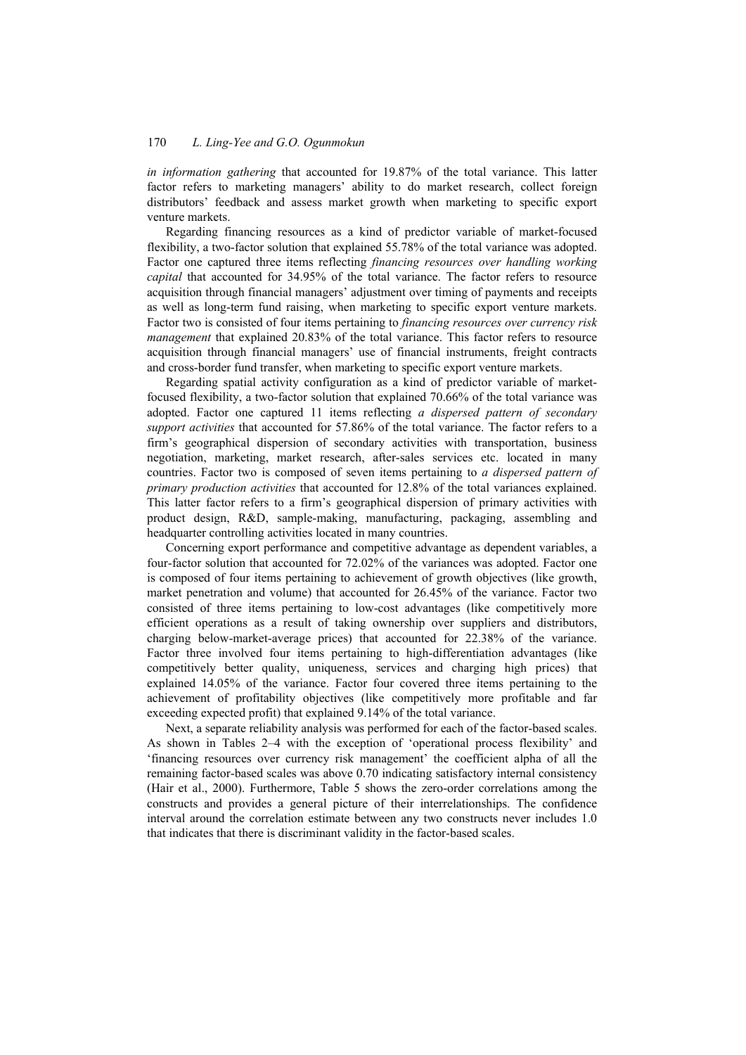*in information gathering* that accounted for 19.87% of the total variance. This latter factor refers to marketing managers' ability to do market research, collect foreign distributors' feedback and assess market growth when marketing to specific export venture markets.

Regarding financing resources as a kind of predictor variable of market-focused flexibility, a two-factor solution that explained 55.78% of the total variance was adopted. Factor one captured three items reflecting *financing resources over handling working capital* that accounted for 34.95% of the total variance. The factor refers to resource acquisition through financial managers' adjustment over timing of payments and receipts as well as long-term fund raising, when marketing to specific export venture markets. Factor two is consisted of four items pertaining to *financing resources over currency risk management* that explained 20.83% of the total variance. This factor refers to resource acquisition through financial managers' use of financial instruments, freight contracts and cross-border fund transfer, when marketing to specific export venture markets.

Regarding spatial activity configuration as a kind of predictor variable of market-focused flexibility, a two-factor solution that explained 70.66% of the total variance was adopted. Factor one captured 11 items reflecting *a dispersed pattern of secondary support activities* that accounted for 57.86% of the total variance. The factor refers to a firm's geographical dispersion of secondary activities with transportation, business negotiation, marketing, market research, after-sales services etc. located in many countries. Factor two is composed of seven items pertaining to *a dispersed pattern of primary production activities* that accounted for 12.8% of the total variances explained. This latter factor refers to a firm's geographical dispersion of primary activities with product design, R&D, sample-making, manufacturing, packaging, assembling and headquarter controlling activities located in many countries.

Concerning export performance and competitive advantage as dependent variables, a four-factor solution that accounted for 72.02% of the variances was adopted. Factor one is composed of four items pertaining to achievement of growth objectives (like growth, market penetration and volume) that accounted for 26.45% of the variance. Factor two consisted of three items pertaining to low-cost advantages (like competitively more efficient operations as a result of taking ownership over suppliers and distributors, charging below-market-average prices) that accounted for 22.38% of the variance. Factor three involved four items pertaining to high-differentiation advantages (like competitively better quality, uniqueness, services and charging high prices) that explained 14.05% of the variance. Factor four covered three items pertaining to the achievement of profitability objectives (like competitively more profitable and far exceeding expected profit) that explained 9.14% of the total variance.

Next, a separate reliability analysis was performed for each of the factor-based scales. As shown in Tables 2–4 with the exception of 'operational process flexibility' and 'financing resources over currency risk management' the coefficient alpha of all the remaining factor-based scales was above 0.70 indicating satisfactory internal consistency (Hair et al., 2000). Furthermore, Table 5 shows the zero-order correlations among the constructs and provides a general picture of their interrelationships. The confidence interval around the correlation estimate between any two constructs never includes 1.0 that indicates that there is discriminant validity in the factor-based scales.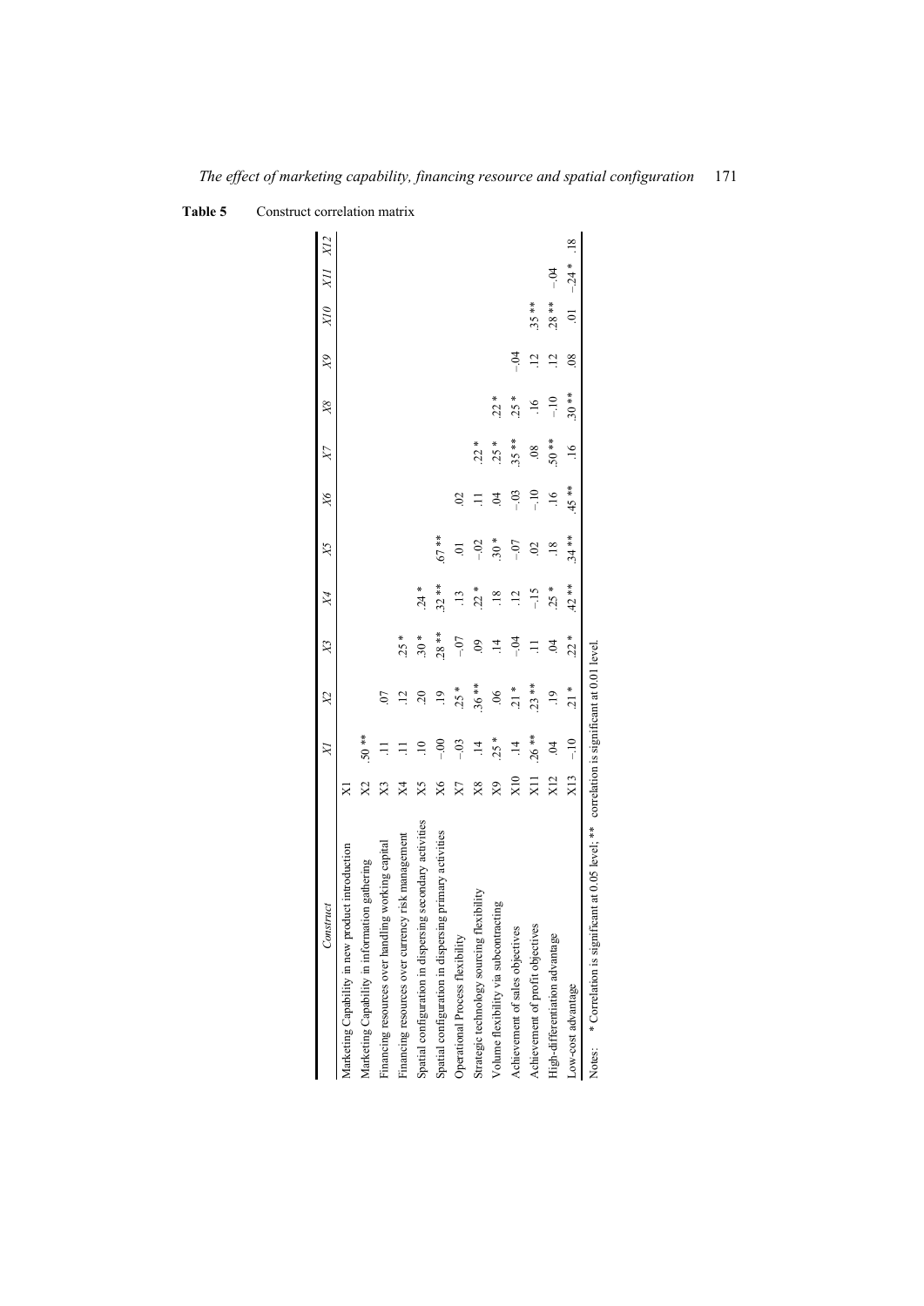**Table 5** Construct correlation matrix

| Construct | | X1 | X2 | X3 | X4 | X5 | X6 | X7 | X8 | X9 | X10 | X11 | X12 |
|---|---|---|---|---|---|---|---|---|---|---|---|---|---|
| Marketing Capability in new product introduction | X1 | | | | | | | | | | | | |
| Marketing Capability in information gathering | X2 | .50 ** | | | | | | | | | | | |
| Financing resources over handling working capital | X3 | .11 | .07 | | | | | | | | | | |
| Financing resources over currency risk management | X4 | .11 | .12 | .25 * | | | | | | | | | |
| Spatial configuration in dispersing secondary activities | X5 | .10 | .20 | .30 * | .24 * | | | | | | | | |
| Spatial configuration in dispersing primary activities | X6 | –.00 | .19 | .28 ** | .32 ** | .67 ** | | | | | | | |
| Operational Process flexibility | X7 | –.03 | .25 * | –.07 | .13 | .01 | .02 | | | | | | |
| Strategic technology sourcing flexibility | X8 | .14 | .36 ** | .09 | .22 * | –.02 | .11 | .22 * | | | | | |
| Volume flexibility via subcontracting | X9 | .25 * | .06 | .14 | .18 | .30 * | .04 | .25 * | .22 * | | | | |
| Achievement of sales objectives | X10 | .14 | .21 * | –.04 | .12 | –.07 | –.03 | .35 ** | .25 * | –.04 | | | |
| Achievement of profit objectives | X11 | .26 ** | .23 ** | .11 | –.15 | .02 | –.10 | .08 | .16 | .12 | .35 ** | | |
| High-differentiation advantage | X12 | .04 | .19 | .04 | .25 * | .18 | .16 | .50 ** | –.10 | .12 | .28 ** | –.04 | |
| Low-cost advantage | X13 | –.10 | .21 * | .22 * | .42 ** | .34 ** | .45 ** | .16 | .30 ** | .08 | .01 | –.24 * | .18 |

Notes: * Correlation is significant at 0.05 level; ** correlation is significant at 0.01 level.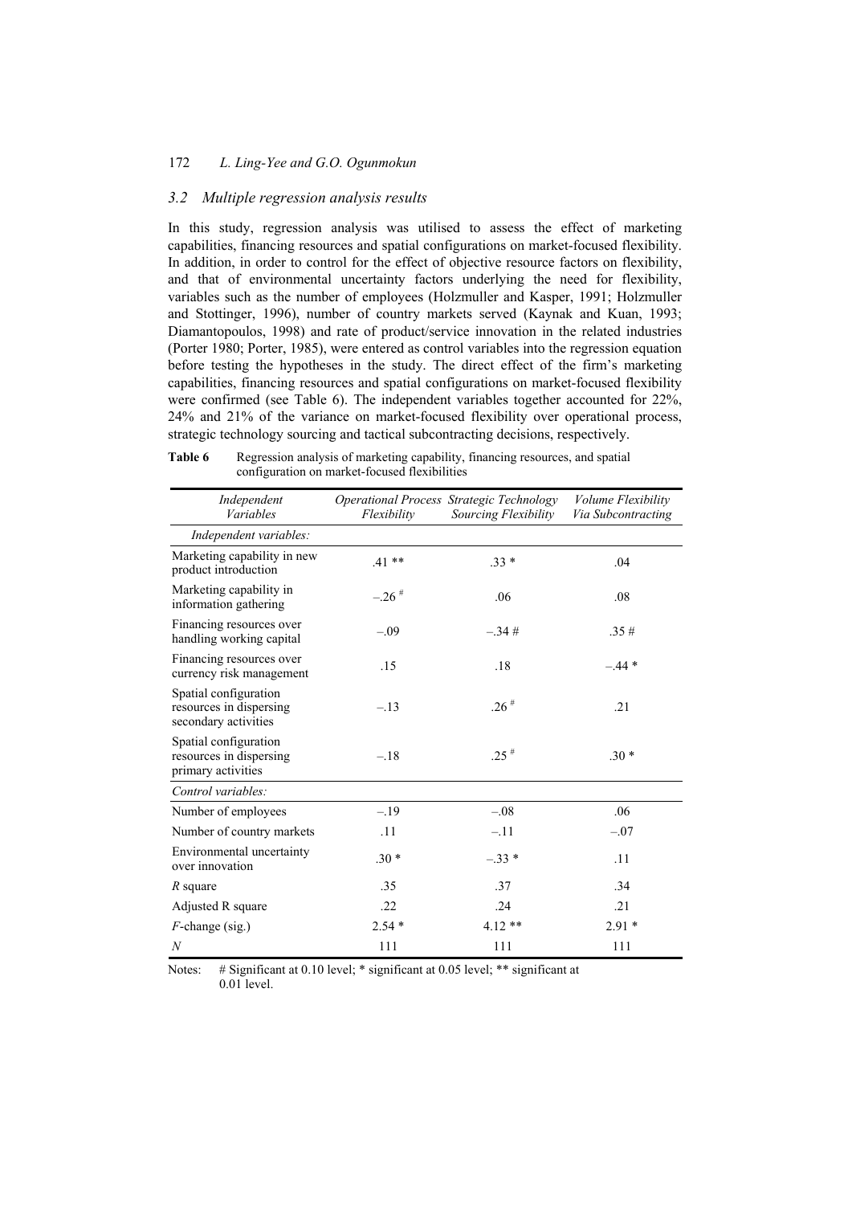### 3.2 Multiple regression analysis results

In this study, regression analysis was utilised to assess the effect of marketing capabilities, financing resources and spatial configurations on market-focused flexibility. In addition, in order to control for the effect of objective resource factors on flexibility, and that of environmental uncertainty factors underlying the need for flexibility, variables such as the number of employees (Holzmuller and Kasper, 1991; Holzmuller and Stottinger, 1996), number of country markets served (Kaynak and Kuan, 1993; Diamantopoulos, 1998) and rate of product/service innovation in the related industries (Porter 1980; Porter, 1985), were entered as control variables into the regression equation before testing the hypotheses in the study. The direct effect of the firm's marketing capabilities, financing resources and spatial configurations on market-focused flexibility were confirmed (see Table 6). The independent variables together accounted for 22%, 24% and 21% of the variance on market-focused flexibility over operational process, strategic technology sourcing and tactical subcontracting decisions, respectively.

**Table 6** Regression analysis of marketing capability, financing resources, and spatial configuration on market-focused flexibilities

| *Independent Variables* | *Operational Process Flexibility* | *Strategic Technology Sourcing Flexibility* | *Volume Flexibility Via Subcontracting* |
|---|---|---|---|
| *Independent variables:* | | | |
| Marketing capability in new product introduction | .41 ** | .33 * | .04 |
| Marketing capability in information gathering | –.26 # | .06 | .08 |
| Financing resources over handling working capital | –.09 | –.34 # | .35 # |
| Financing resources over currency risk management | .15 | .18 | –.44 * |
| Spatial configuration resources in dispersing secondary activities | –.13 | .26 # | .21 |
| Spatial configuration resources in dispersing primary activities | –.18 | .25 # | .30 * |
| *Control variables:* | | | |
| Number of employees | –.19 | –.08 | .06 |
| Number of country markets | .11 | –.11 | –.07 |
| Environmental uncertainty over innovation | .30 * | –.33 * | .11 |
| $R$ square | .35 | .37 | .34 |
| Adjusted R square | .22 | .24 | .21 |
| $F$-change (sig.) | 2.54 * | 4.12 ** | 2.91 * |
| $N$ | 111 | 111 | 111 |

Notes: # Significant at 0.10 level; * significant at 0.05 level; ** significant at 0.01 level.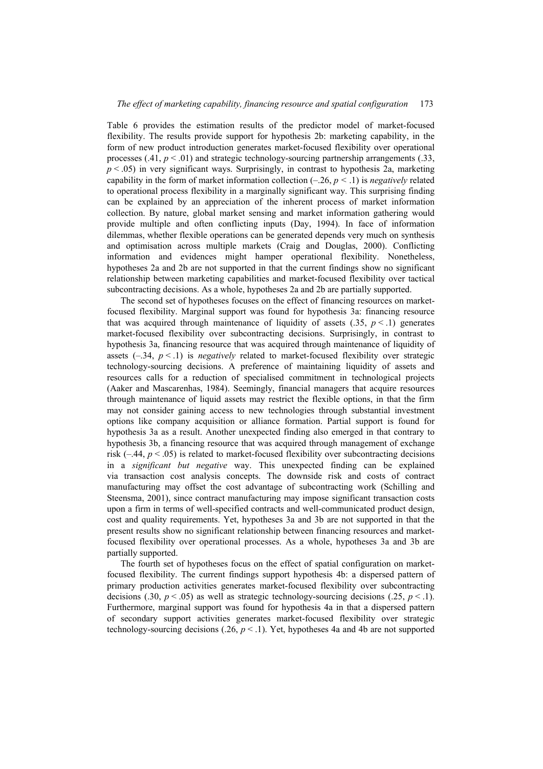Table 6 provides the estimation results of the predictor model of market-focused flexibility. The results provide support for hypothesis 2b: marketing capability, in the form of new product introduction generates market-focused flexibility over operational processes (.41, $p < .01$) and strategic technology-sourcing partnership arrangements (.33, $p < .05$) in very significant ways. Surprisingly, in contrast to hypothesis 2a, marketing capability in the form of market information collection (–.26, $p < .1$) is *negatively* related to operational process flexibility in a marginally significant way. This surprising finding can be explained by an appreciation of the inherent process of market information collection. By nature, global market sensing and market information gathering would provide multiple and often conflicting inputs (Day, 1994). In face of information dilemmas, whether flexible operations can be generated depends very much on synthesis and optimisation across multiple markets (Craig and Douglas, 2000). Conflicting information and evidences might hamper operational flexibility. Nonetheless, hypotheses 2a and 2b are not supported in that the current findings show no significant relationship between marketing capabilities and market-focused flexibility over tactical subcontracting decisions. As a whole, hypotheses 2a and 2b are partially supported.

The second set of hypotheses focuses on the effect of financing resources on market-focused flexibility. Marginal support was found for hypothesis 3a: financing resource that was acquired through maintenance of liquidity of assets (.35, $p < .1$) generates market-focused flexibility over subcontracting decisions. Surprisingly, in contrast to hypothesis 3a, financing resource that was acquired through maintenance of liquidity of assets (–.34, $p < .1$) is *negatively* related to market-focused flexibility over strategic technology-sourcing decisions. A preference of maintaining liquidity of assets and resources calls for a reduction of specialised commitment in technological projects (Aaker and Mascarenhas, 1984). Seemingly, financial managers that acquire resources through maintenance of liquid assets may restrict the flexible options, in that the firm may not consider gaining access to new technologies through substantial investment options like company acquisition or alliance formation. Partial support is found for hypothesis 3a as a result. Another unexpected finding also emerged in that contrary to hypothesis 3b, a financing resource that was acquired through management of exchange risk (–.44, $p < .05$) is related to market-focused flexibility over subcontracting decisions in a *significant but negative* way. This unexpected finding can be explained via transaction cost analysis concepts. The downside risk and costs of contract manufacturing may offset the cost advantage of subcontracting work (Schilling and Steensma, 2001), since contract manufacturing may impose significant transaction costs upon a firm in terms of well-specified contracts and well-communicated product design, cost and quality requirements. Yet, hypotheses 3a and 3b are not supported in that the present results show no significant relationship between financing resources and market-focused flexibility over operational processes. As a whole, hypotheses 3a and 3b are partially supported.

The fourth set of hypotheses focus on the effect of spatial configuration on market-focused flexibility. The current findings support hypothesis 4b: a dispersed pattern of primary production activities generates market-focused flexibility over subcontracting decisions (.30, $p < .05$) as well as strategic technology-sourcing decisions (.25, $p < .1$). Furthermore, marginal support was found for hypothesis 4a in that a dispersed pattern of secondary support activities generates market-focused flexibility over strategic technology-sourcing decisions (.26, $p < .1$). Yet, hypotheses 4a and 4b are not supported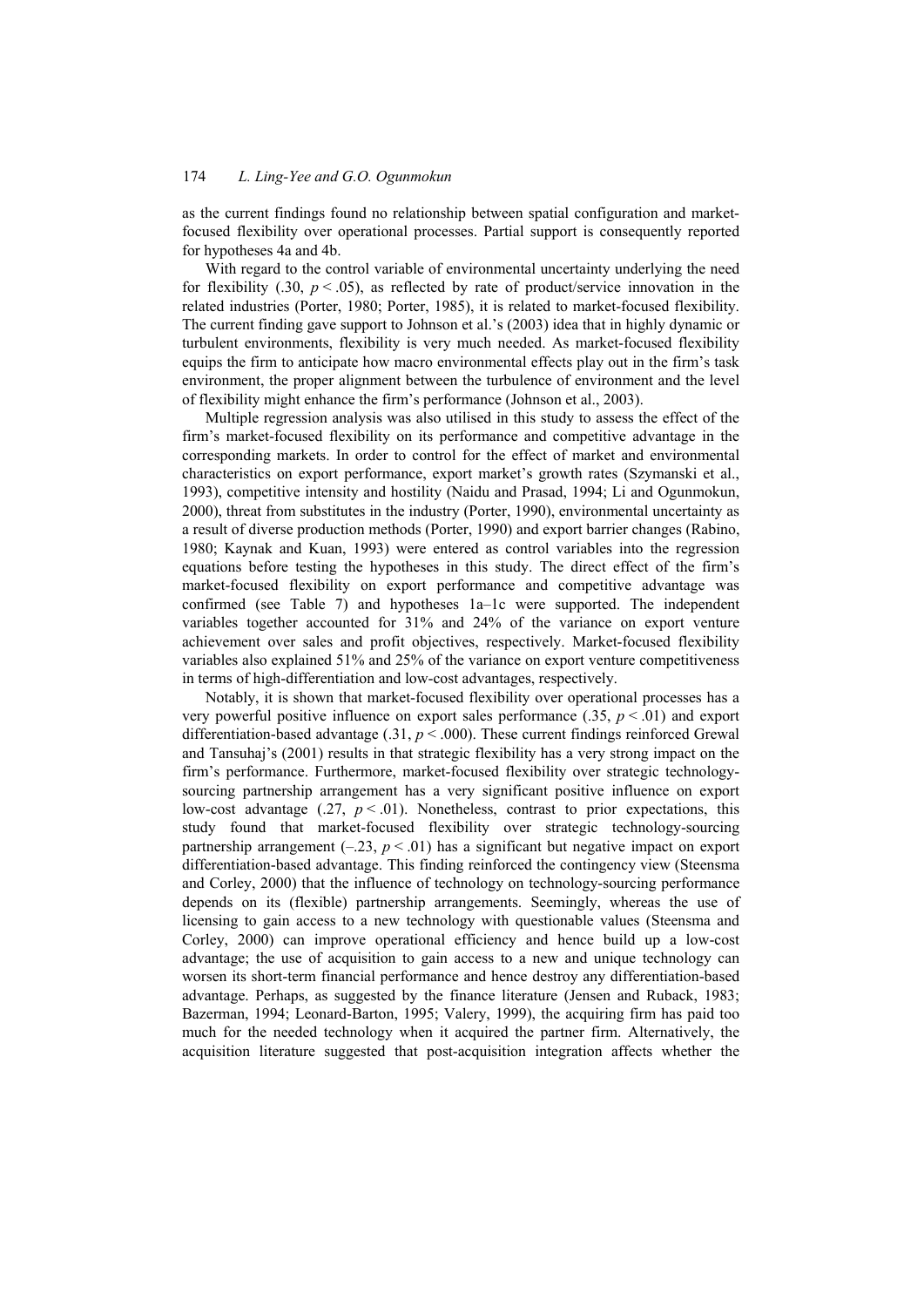as the current findings found no relationship between spatial configuration and market-focused flexibility over operational processes. Partial support is consequently reported for hypotheses 4a and 4b.

With regard to the control variable of environmental uncertainty underlying the need for flexibility (.30, $p < .05$), as reflected by rate of product/service innovation in the related industries (Porter, 1980; Porter, 1985), it is related to market-focused flexibility. The current finding gave support to Johnson et al.'s (2003) idea that in highly dynamic or turbulent environments, flexibility is very much needed. As market-focused flexibility equips the firm to anticipate how macro environmental effects play out in the firm's task environment, the proper alignment between the turbulence of environment and the level of flexibility might enhance the firm's performance (Johnson et al., 2003).

Multiple regression analysis was also utilised in this study to assess the effect of the firm's market-focused flexibility on its performance and competitive advantage in the corresponding markets. In order to control for the effect of market and environmental characteristics on export performance, export market's growth rates (Szymanski et al., 1993), competitive intensity and hostility (Naidu and Prasad, 1994; Li and Ogunmokun, 2000), threat from substitutes in the industry (Porter, 1990), environmental uncertainty as a result of diverse production methods (Porter, 1990) and export barrier changes (Rabino, 1980; Kaynak and Kuan, 1993) were entered as control variables into the regression equations before testing the hypotheses in this study. The direct effect of the firm's market-focused flexibility on export performance and competitive advantage was confirmed (see Table 7) and hypotheses 1a–1c were supported. The independent variables together accounted for 31% and 24% of the variance on export venture achievement over sales and profit objectives, respectively. Market-focused flexibility variables also explained 51% and 25% of the variance on export venture competitiveness in terms of high-differentiation and low-cost advantages, respectively.

Notably, it is shown that market-focused flexibility over operational processes has a very powerful positive influence on export sales performance (.35, $p < .01$) and export differentiation-based advantage (.31, $p < .000$). These current findings reinforced Grewal and Tansuhaj's (2001) results in that strategic flexibility has a very strong impact on the firm's performance. Furthermore, market-focused flexibility over strategic technology-sourcing partnership arrangement has a very significant positive influence on export low-cost advantage (.27, $p < .01$). Nonetheless, contrast to prior expectations, this study found that market-focused flexibility over strategic technology-sourcing partnership arrangement (–.23, $p < .01$) has a significant but negative impact on export differentiation-based advantage. This finding reinforced the contingency view (Steensma and Corley, 2000) that the influence of technology on technology-sourcing performance depends on its (flexible) partnership arrangements. Seemingly, whereas the use of licensing to gain access to a new technology with questionable values (Steensma and Corley, 2000) can improve operational efficiency and hence build up a low-cost advantage; the use of acquisition to gain access to a new and unique technology can worsen its short-term financial performance and hence destroy any differentiation-based advantage. Perhaps, as suggested by the finance literature (Jensen and Ruback, 1983; Bazerman, 1994; Leonard-Barton, 1995; Valery, 1999), the acquiring firm has paid too much for the needed technology when it acquired the partner firm. Alternatively, the acquisition literature suggested that post-acquisition integration affects whether the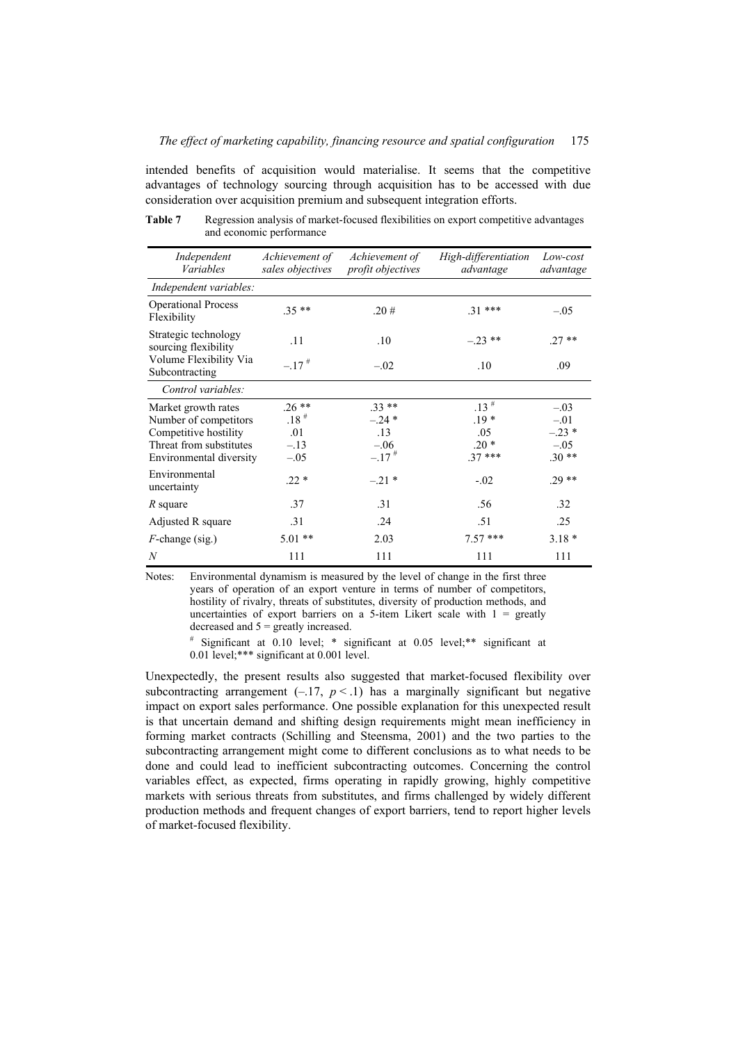intended benefits of acquisition would materialise. It seems that the competitive advantages of technology sourcing through acquisition has to be accessed with due consideration over acquisition premium and subsequent integration efforts.

**Table 7** Regression analysis of market-focused flexibilities on export competitive advantages and economic performance

| *Independent Variables* | *Achievement of sales objectives* | *Achievement of profit objectives* | *High-differentiation advantage* | *Low-cost advantage* |
|---|---|---|---|---|
| *Independent variables:* | | | | |
| Operational Process Flexibility | .35 ** | .20 # | .31 *** | –.05 |
| Strategic technology sourcing flexibility | .11 | .10 | –.23 ** | .27 ** |
| Volume Flexibility Via Subcontracting | –.17 # | –.02 | .10 | .09 |
| *Control variables:* | | | | |
| Market growth rates | .26 ** | .33 ** | .13 # | –.03 |
| Number of competitors | .18 # | –.24 * | .19 * | –.01 |
| Competitive hostility | .01 | .13 | .05 | –.23 * |
| Threat from substitutes | –.13 | –.06 | .20 * | –.05 |
| Environmental diversity | –.05 | –.17 # | .37 *** | .30 ** |
| Environmental uncertainty | .22 * | –.21 * | -.02 | .29 ** |
| *R* square | .37 | .31 | .56 | .32 |
| Adjusted R square | .31 | .24 | .51 | .25 |
| *F*-change (sig.) | 5.01 ** | 2.03 | 7.57 *** | 3.18 * |
| *N* | 111 | 111 | 111 | 111 |

Notes: Environmental dynamism is measured by the level of change in the first three years of operation of an export venture in terms of number of competitors, hostility of rivalry, threats of substitutes, diversity of production methods, and uncertainties of export barriers on a 5-item Likert scale with 1 = greatly decreased and 5 = greatly increased.

# Significant at 0.10 level; * significant at 0.05 level;** significant at 0.01 level;*** significant at 0.001 level.

Unexpectedly, the present results also suggested that market-focused flexibility over subcontracting arrangement (–.17, $p < .1$) has a marginally significant but negative impact on export sales performance. One possible explanation for this unexpected result is that uncertain demand and shifting design requirements might mean inefficiency in forming market contracts (Schilling and Steensma, 2001) and the two parties to the subcontracting arrangement might come to different conclusions as to what needs to be done and could lead to inefficient subcontracting outcomes. Concerning the control variables effect, as expected, firms operating in rapidly growing, highly competitive markets with serious threats from substitutes, and firms challenged by widely different production methods and frequent changes of export barriers, tend to report higher levels of market-focused flexibility.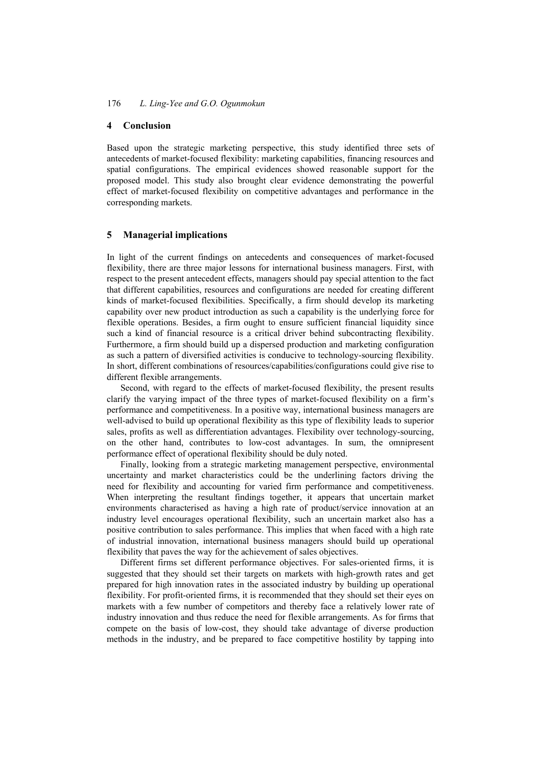## 4 Conclusion

Based upon the strategic marketing perspective, this study identified three sets of antecedents of market-focused flexibility: marketing capabilities, financing resources and spatial configurations. The empirical evidences showed reasonable support for the proposed model. This study also brought clear evidence demonstrating the powerful effect of market-focused flexibility on competitive advantages and performance in the corresponding markets.

## 5 Managerial implications

In light of the current findings on antecedents and consequences of market-focused flexibility, there are three major lessons for international business managers. First, with respect to the present antecedent effects, managers should pay special attention to the fact that different capabilities, resources and configurations are needed for creating different kinds of market-focused flexibilities. Specifically, a firm should develop its marketing capability over new product introduction as such a capability is the underlying force for flexible operations. Besides, a firm ought to ensure sufficient financial liquidity since such a kind of financial resource is a critical driver behind subcontracting flexibility. Furthermore, a firm should build up a dispersed production and marketing configuration as such a pattern of diversified activities is conducive to technology-sourcing flexibility. In short, different combinations of resources/capabilities/configurations could give rise to different flexible arrangements.

Second, with regard to the effects of market-focused flexibility, the present results clarify the varying impact of the three types of market-focused flexibility on a firm's performance and competitiveness. In a positive way, international business managers are well-advised to build up operational flexibility as this type of flexibility leads to superior sales, profits as well as differentiation advantages. Flexibility over technology-sourcing, on the other hand, contributes to low-cost advantages. In sum, the omnipresent performance effect of operational flexibility should be duly noted.

Finally, looking from a strategic marketing management perspective, environmental uncertainty and market characteristics could be the underlining factors driving the need for flexibility and accounting for varied firm performance and competitiveness. When interpreting the resultant findings together, it appears that uncertain market environments characterised as having a high rate of product/service innovation at an industry level encourages operational flexibility, such an uncertain market also has a positive contribution to sales performance. This implies that when faced with a high rate of industrial innovation, international business managers should build up operational flexibility that paves the way for the achievement of sales objectives.

Different firms set different performance objectives. For sales-oriented firms, it is suggested that they should set their targets on markets with high-growth rates and get prepared for high innovation rates in the associated industry by building up operational flexibility. For profit-oriented firms, it is recommended that they should set their eyes on markets with a few number of competitors and thereby face a relatively lower rate of industry innovation and thus reduce the need for flexible arrangements. As for firms that compete on the basis of low-cost, they should take advantage of diverse production methods in the industry, and be prepared to face competitive hostility by tapping into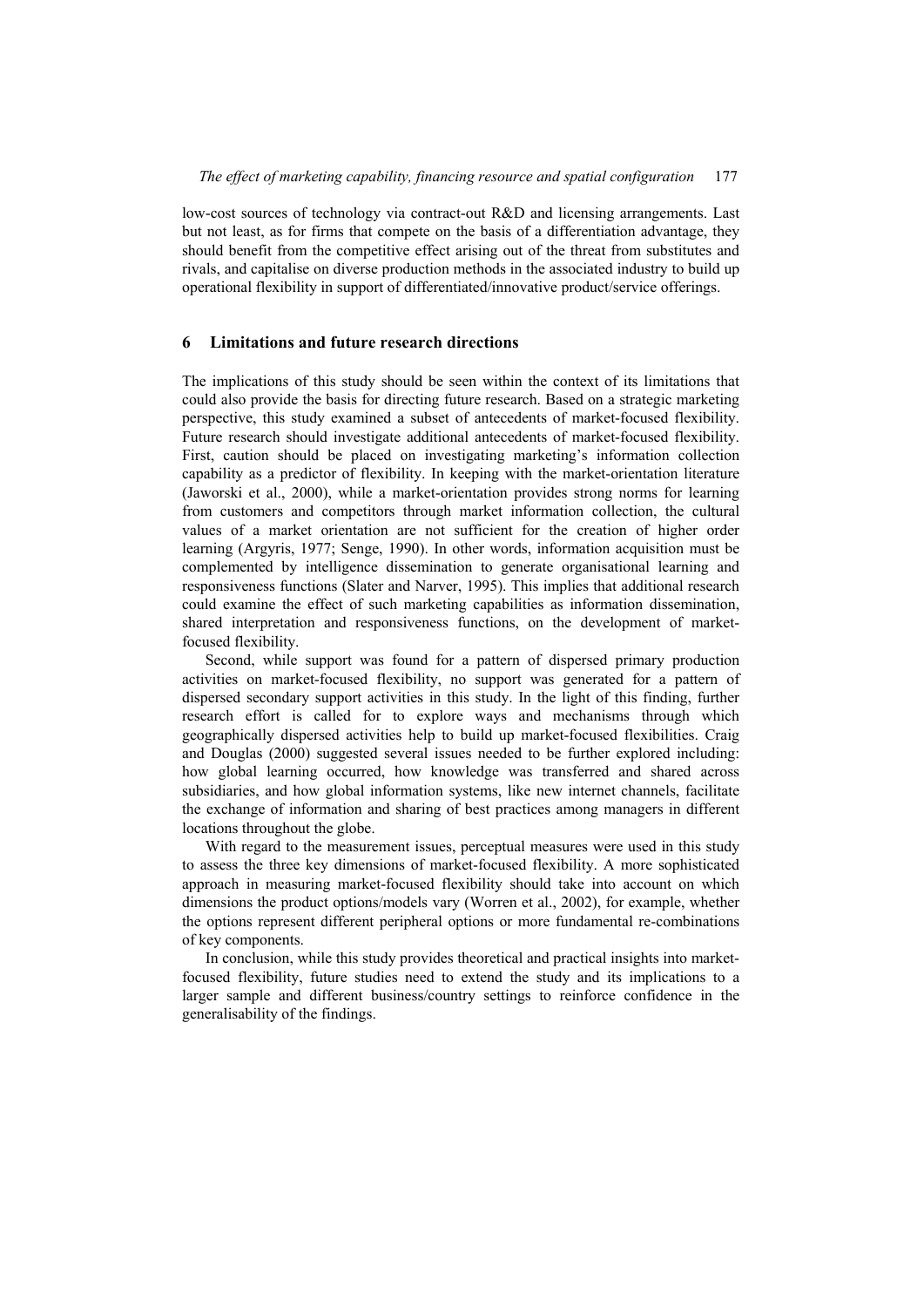low-cost sources of technology via contract-out R&D and licensing arrangements. Last but not least, as for firms that compete on the basis of a differentiation advantage, they should benefit from the competitive effect arising out of the threat from substitutes and rivals, and capitalise on diverse production methods in the associated industry to build up operational flexibility in support of differentiated/innovative product/service offerings.

## 6 Limitations and future research directions

The implications of this study should be seen within the context of its limitations that could also provide the basis for directing future research. Based on a strategic marketing perspective, this study examined a subset of antecedents of market-focused flexibility. Future research should investigate additional antecedents of market-focused flexibility. First, caution should be placed on investigating marketing's information collection capability as a predictor of flexibility. In keeping with the market-orientation literature (Jaworski et al., 2000), while a market-orientation provides strong norms for learning from customers and competitors through market information collection, the cultural values of a market orientation are not sufficient for the creation of higher order learning (Argyris, 1977; Senge, 1990). In other words, information acquisition must be complemented by intelligence dissemination to generate organisational learning and responsiveness functions (Slater and Narver, 1995). This implies that additional research could examine the effect of such marketing capabilities as information dissemination, shared interpretation and responsiveness functions, on the development of market-focused flexibility.

Second, while support was found for a pattern of dispersed primary production activities on market-focused flexibility, no support was generated for a pattern of dispersed secondary support activities in this study. In the light of this finding, further research effort is called for to explore ways and mechanisms through which geographically dispersed activities help to build up market-focused flexibilities. Craig and Douglas (2000) suggested several issues needed to be further explored including: how global learning occurred, how knowledge was transferred and shared across subsidiaries, and how global information systems, like new internet channels, facilitate the exchange of information and sharing of best practices among managers in different locations throughout the globe.

With regard to the measurement issues, perceptual measures were used in this study to assess the three key dimensions of market-focused flexibility. A more sophisticated approach in measuring market-focused flexibility should take into account on which dimensions the product options/models vary (Worren et al., 2002), for example, whether the options represent different peripheral options or more fundamental re-combinations of key components.

In conclusion, while this study provides theoretical and practical insights into market-focused flexibility, future studies need to extend the study and its implications to a larger sample and different business/country settings to reinforce confidence in the generalisability of the findings.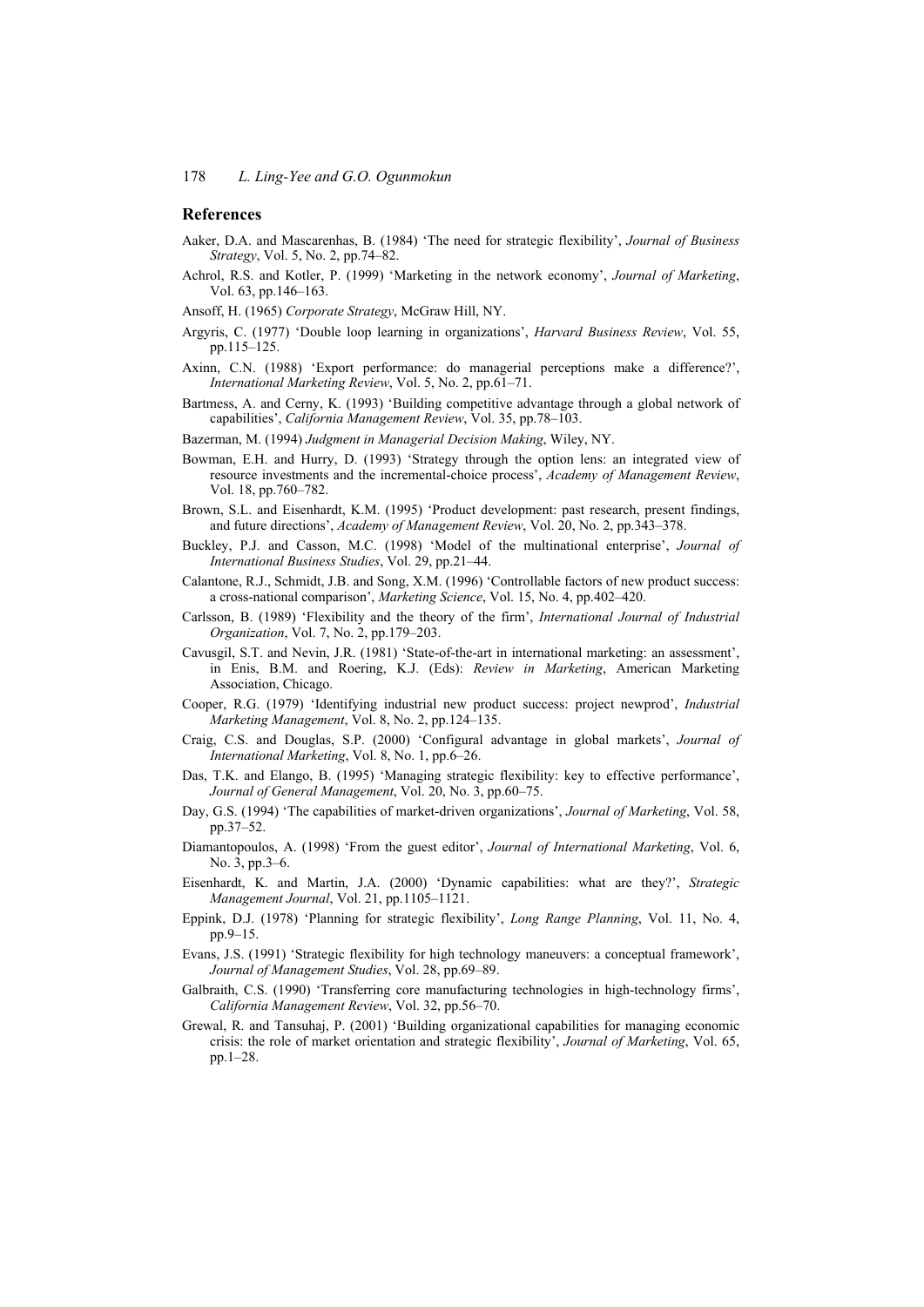## References

Aaker, D.A. and Mascarenhas, B. (1984) 'The need for strategic flexibility', *Journal of Business Strategy*, Vol. 5, No. 2, pp.74–82.

Achrol, R.S. and Kotler, P. (1999) 'Marketing in the network economy', *Journal of Marketing*, Vol. 63, pp.146–163.

Ansoff, H. (1965) *Corporate Strategy*, McGraw Hill, NY.

Argyris, C. (1977) 'Double loop learning in organizations', *Harvard Business Review*, Vol. 55, pp.115–125.

Axinn, C.N. (1988) 'Export performance: do managerial perceptions make a difference?', *International Marketing Review*, Vol. 5, No. 2, pp.61–71.

Bartmess, A. and Cerny, K. (1993) 'Building competitive advantage through a global network of capabilities', *California Management Review*, Vol. 35, pp.78–103.

Bazerman, M. (1994) *Judgment in Managerial Decision Making*, Wiley, NY.

Bowman, E.H. and Hurry, D. (1993) 'Strategy through the option lens: an integrated view of resource investments and the incremental-choice process', *Academy of Management Review*, Vol. 18, pp.760–782.

Brown, S.L. and Eisenhardt, K.M. (1995) 'Product development: past research, present findings, and future directions', *Academy of Management Review*, Vol. 20, No. 2, pp.343–378.

Buckley, P.J. and Casson, M.C. (1998) 'Model of the multinational enterprise', *Journal of International Business Studies*, Vol. 29, pp.21–44.

Calantone, R.J., Schmidt, J.B. and Song, X.M. (1996) 'Controllable factors of new product success: a cross-national comparison', *Marketing Science*, Vol. 15, No. 4, pp.402–420.

Carlsson, B. (1989) 'Flexibility and the theory of the firm', *International Journal of Industrial Organization*, Vol. 7, No. 2, pp.179–203.

Cavusgil, S.T. and Nevin, J.R. (1981) 'State-of-the-art in international marketing: an assessment', in Enis, B.M. and Roering, K.J. (Eds): *Review in Marketing*, American Marketing Association, Chicago.

Cooper, R.G. (1979) 'Identifying industrial new product success: project newprod', *Industrial Marketing Management*, Vol. 8, No. 2, pp.124–135.

Craig, C.S. and Douglas, S.P. (2000) 'Configural advantage in global markets', *Journal of International Marketing*, Vol. 8, No. 1, pp.6–26.

Das, T.K. and Elango, B. (1995) 'Managing strategic flexibility: key to effective performance', *Journal of General Management*, Vol. 20, No. 3, pp.60–75.

Day, G.S. (1994) 'The capabilities of market-driven organizations', *Journal of Marketing*, Vol. 58, pp.37–52.

Diamantopoulos, A. (1998) 'From the guest editor', *Journal of International Marketing*, Vol. 6, No. 3, pp.3–6.

Eisenhardt, K. and Martin, J.A. (2000) 'Dynamic capabilities: what are they?', *Strategic Management Journal*, Vol. 21, pp.1105–1121.

Eppink, D.J. (1978) 'Planning for strategic flexibility', *Long Range Planning*, Vol. 11, No. 4, pp.9–15.

Evans, J.S. (1991) 'Strategic flexibility for high technology maneuvers: a conceptual framework', *Journal of Management Studies*, Vol. 28, pp.69–89.

Galbraith, C.S. (1990) 'Transferring core manufacturing technologies in high-technology firms', *California Management Review*, Vol. 32, pp.56–70.

Grewal, R. and Tansuhaj, P. (2001) 'Building organizational capabilities for managing economic crisis: the role of market orientation and strategic flexibility', *Journal of Marketing*, Vol. 65, pp.1–28.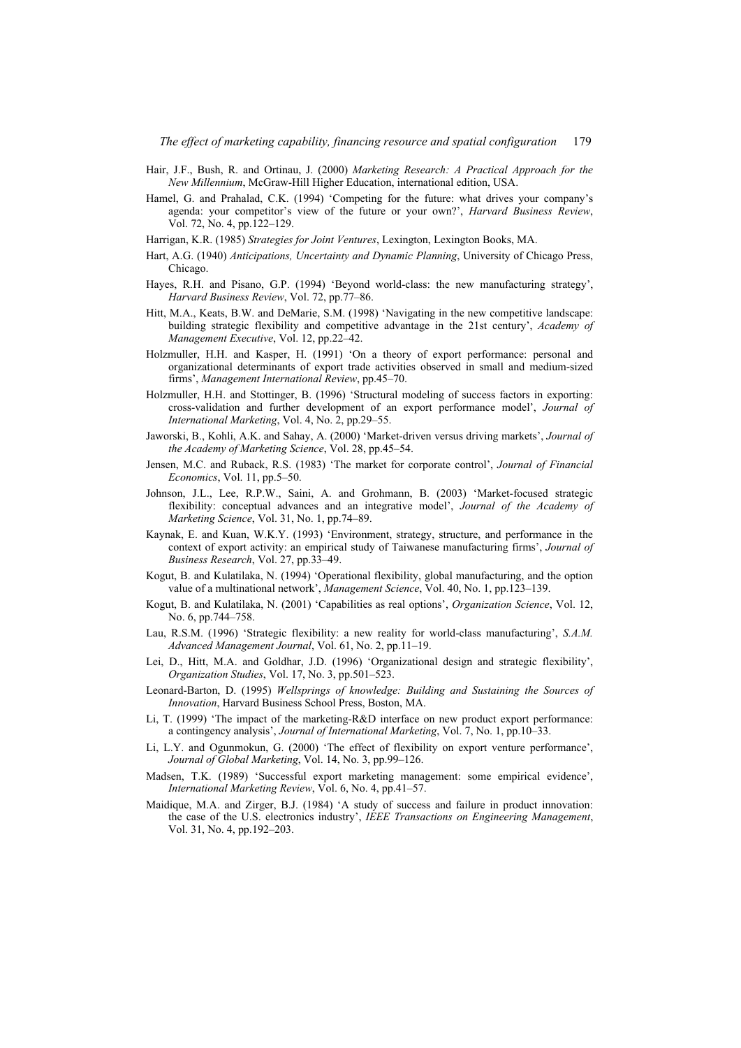Hair, J.F., Bush, R. and Ortinau, J. (2000) *Marketing Research: A Practical Approach for the New Millennium*, McGraw-Hill Higher Education, international edition, USA.

Hamel, G. and Prahalad, C.K. (1994) 'Competing for the future: what drives your company's agenda: your competitor's view of the future or your own?', *Harvard Business Review*, Vol. 72, No. 4, pp.122–129.

Harrigan, K.R. (1985) *Strategies for Joint Ventures*, Lexington, Lexington Books, MA.

Hart, A.G. (1940) *Anticipations, Uncertainty and Dynamic Planning*, University of Chicago Press, Chicago.

Hayes, R.H. and Pisano, G.P. (1994) 'Beyond world-class: the new manufacturing strategy', *Harvard Business Review*, Vol. 72, pp.77–86.

Hitt, M.A., Keats, B.W. and DeMarie, S.M. (1998) 'Navigating in the new competitive landscape: building strategic flexibility and competitive advantage in the 21st century', *Academy of Management Executive*, Vol. 12, pp.22–42.

Holzmuller, H.H. and Kasper, H. (1991) 'On a theory of export performance: personal and organizational determinants of export trade activities observed in small and medium-sized firms', *Management International Review*, pp.45–70.

Holzmuller, H.H. and Stottinger, B. (1996) 'Structural modeling of success factors in exporting: cross-validation and further development of an export performance model', *Journal of International Marketing*, Vol. 4, No. 2, pp.29–55.

Jaworski, B., Kohli, A.K. and Sahay, A. (2000) 'Market-driven versus driving markets', *Journal of the Academy of Marketing Science*, Vol. 28, pp.45–54.

Jensen, M.C. and Ruback, R.S. (1983) 'The market for corporate control', *Journal of Financial Economics*, Vol. 11, pp.5–50.

Johnson, J.L., Lee, R.P.W., Saini, A. and Grohmann, B. (2003) 'Market-focused strategic flexibility: conceptual advances and an integrative model', *Journal of the Academy of Marketing Science*, Vol. 31, No. 1, pp.74–89.

Kaynak, E. and Kuan, W.K.Y. (1993) 'Environment, strategy, structure, and performance in the context of export activity: an empirical study of Taiwanese manufacturing firms', *Journal of Business Research*, Vol. 27, pp.33–49.

Kogut, B. and Kulatilaka, N. (1994) 'Operational flexibility, global manufacturing, and the option value of a multinational network', *Management Science*, Vol. 40, No. 1, pp.123–139.

Kogut, B. and Kulatilaka, N. (2001) 'Capabilities as real options', *Organization Science*, Vol. 12, No. 6, pp.744–758.

Lau, R.S.M. (1996) 'Strategic flexibility: a new reality for world-class manufacturing', *S.A.M. Advanced Management Journal*, Vol. 61, No. 2, pp.11–19.

Lei, D., Hitt, M.A. and Goldhar, J.D. (1996) 'Organizational design and strategic flexibility', *Organization Studies*, Vol. 17, No. 3, pp.501–523.

Leonard-Barton, D. (1995) *Wellsprings of knowledge: Building and Sustaining the Sources of Innovation*, Harvard Business School Press, Boston, MA.

Li, T. (1999) 'The impact of the marketing-R&D interface on new product export performance: a contingency analysis', *Journal of International Marketing*, Vol. 7, No. 1, pp.10–33.

Li, L.Y. and Ogunmokun, G. (2000) 'The effect of flexibility on export venture performance', *Journal of Global Marketing*, Vol. 14, No. 3, pp.99–126.

Madsen, T.K. (1989) 'Successful export marketing management: some empirical evidence', *International Marketing Review*, Vol. 6, No. 4, pp.41–57.

Maidique, M.A. and Zirger, B.J. (1984) 'A study of success and failure in product innovation: the case of the U.S. electronics industry', *IEEE Transactions on Engineering Management*, Vol. 31, No. 4, pp.192–203.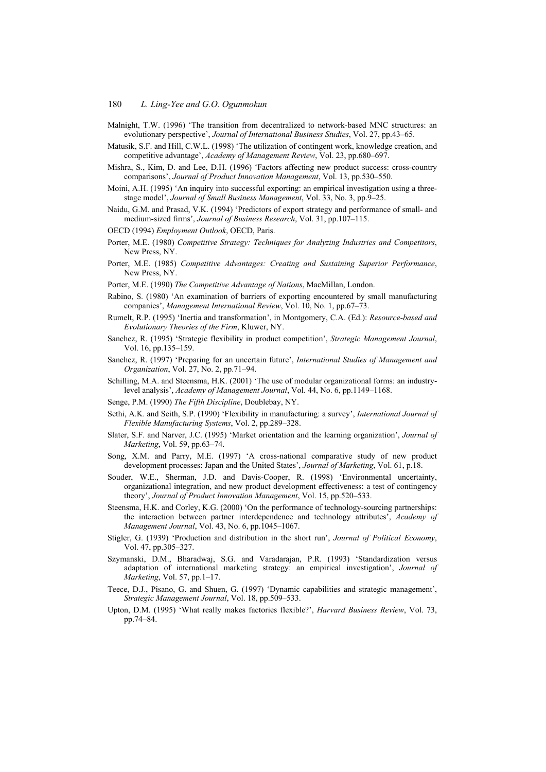Malnight, T.W. (1996) 'The transition from decentralized to network-based MNC structures: an evolutionary perspective', *Journal of International Business Studies*, Vol. 27, pp.43–65.

Matusik, S.F. and Hill, C.W.L. (1998) 'The utilization of contingent work, knowledge creation, and competitive advantage', *Academy of Management Review*, Vol. 23, pp.680–697.

Mishra, S., Kim, D. and Lee, D.H. (1996) 'Factors affecting new product success: cross-country comparisons', *Journal of Product Innovation Management*, Vol. 13, pp.530–550.

Moini, A.H. (1995) 'An inquiry into successful exporting: an empirical investigation using a three-stage model', *Journal of Small Business Management*, Vol. 33, No. 3, pp.9–25.

Naidu, G.M. and Prasad, V.K. (1994) 'Predictors of export strategy and performance of small- and medium-sized firms', *Journal of Business Research*, Vol. 31, pp.107–115.

OECD (1994) *Employment Outlook*, OECD, Paris.

Porter, M.E. (1980) *Competitive Strategy: Techniques for Analyzing Industries and Competitors*, New Press, NY.

Porter, M.E. (1985) *Competitive Advantages: Creating and Sustaining Superior Performance*, New Press, NY.

Porter, M.E. (1990) *The Competitive Advantage of Nations*, MacMillan, London.

Rabino, S. (1980) 'An examination of barriers of exporting encountered by small manufacturing companies', *Management International Review*, Vol. 10, No. 1, pp.67–73.

Rumelt, R.P. (1995) 'Inertia and transformation', in Montgomery, C.A. (Ed.): *Resource-based and Evolutionary Theories of the Firm*, Kluwer, NY.

Sanchez, R. (1995) 'Strategic flexibility in product competition', *Strategic Management Journal*, Vol. 16, pp.135–159.

Sanchez, R. (1997) 'Preparing for an uncertain future', *International Studies of Management and Organization*, Vol. 27, No. 2, pp.71–94.

Schilling, M.A. and Steensma, H.K. (2001) 'The use of modular organizational forms: an industry-level analysis', *Academy of Management Journal*, Vol. 44, No. 6, pp.1149–1168.

Senge, P.M. (1990) *The Fifth Discipline*, Doublebay, NY.

Sethi, A.K. and Seith, S.P. (1990) 'Flexibility in manufacturing: a survey', *International Journal of Flexible Manufacturing Systems*, Vol. 2, pp.289–328.

Slater, S.F. and Narver, J.C. (1995) 'Market orientation and the learning organization', *Journal of Marketing*, Vol. 59, pp.63–74.

Song, X.M. and Parry, M.E. (1997) 'A cross-national comparative study of new product development processes: Japan and the United States', *Journal of Marketing*, Vol. 61, p.18.

Souder, W.E., Sherman, J.D. and Davis-Cooper, R. (1998) 'Environmental uncertainty, organizational integration, and new product development effectiveness: a test of contingency theory', *Journal of Product Innovation Management*, Vol. 15, pp.520–533.

Steensma, H.K. and Corley, K.G. (2000) 'On the performance of technology-sourcing partnerships: the interaction between partner interdependence and technology attributes', *Academy of Management Journal*, Vol. 43, No. 6, pp.1045–1067.

Stigler, G. (1939) 'Production and distribution in the short run', *Journal of Political Economy*, Vol. 47, pp.305–327.

Szymanski, D.M., Bharadwaj, S.G. and Varadarajan, P.R. (1993) 'Standardization versus adaptation of international marketing strategy: an empirical investigation', *Journal of Marketing*, Vol. 57, pp.1–17.

Teece, D.J., Pisano, G. and Shuen, G. (1997) 'Dynamic capabilities and strategic management', *Strategic Management Journal*, Vol. 18, pp.509–533.

Upton, D.M. (1995) 'What really makes factories flexible?', *Harvard Business Review*, Vol. 73, pp.74–84.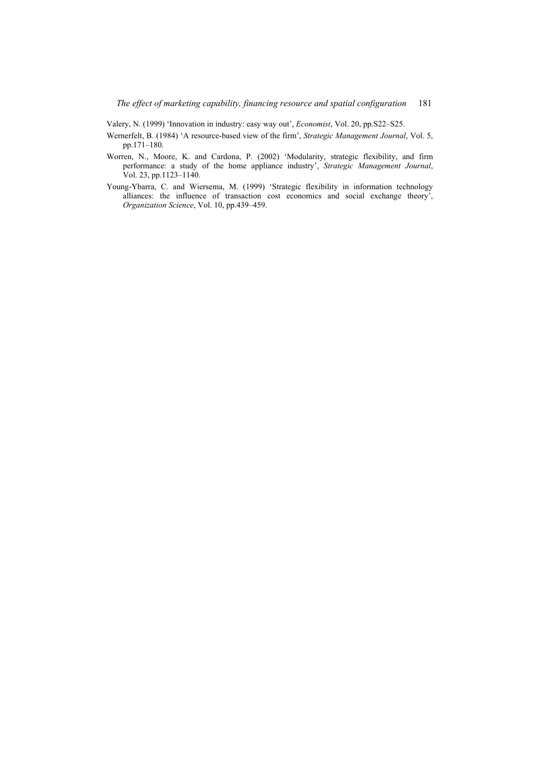Valery, N. (1999) 'Innovation in industry: easy way out', *Economist*, Vol. 20, pp.S22–S25.

Wernerfelt, B. (1984) 'A resource-based view of the firm', *Strategic Management Journal*, Vol. 5, pp.171–180.

Worren, N., Moore, K. and Cardona, P. (2002) 'Modularity, strategic flexibility, and firm performance: a study of the home appliance industry', *Strategic Management Journal*, Vol. 23, pp.1123–1140.

Young-Ybarra, C. and Wiersema, M. (1999) 'Strategic flexibility in information technology alliances: the influence of transaction cost economics and social exchange theory', *Organization Science*, Vol. 10, pp.439–459.